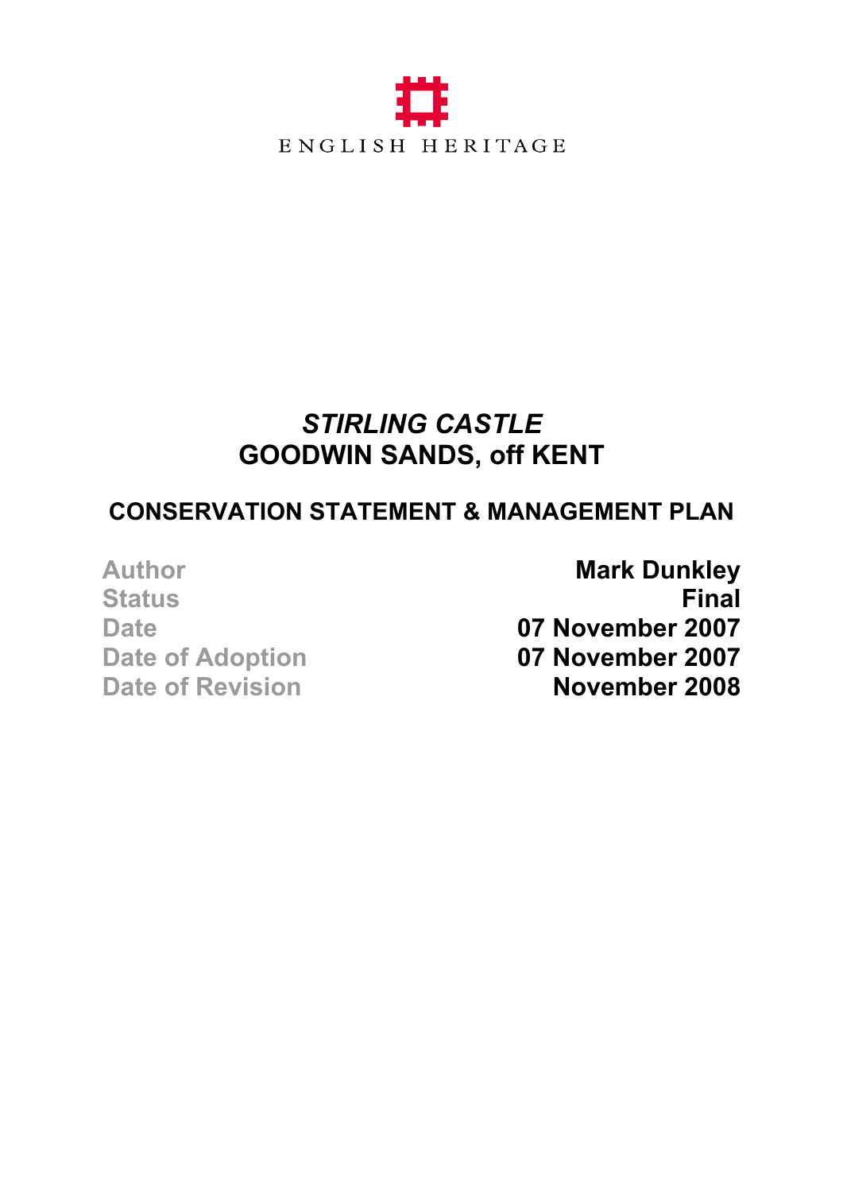ENGLISH HERITAGE

# *STIRLING CASTLE*
# GOODWIN SANDS, off KENT

## CONSERVATION STATEMENT & MANAGEMENT PLAN

| | |
|---|---|
| Author | **Mark Dunkley** |
| Status | **Final** |
| Date | **07 November 2007** |
| Date of Adoption | **07 November 2007** |
| Date of Revision | **November 2008** |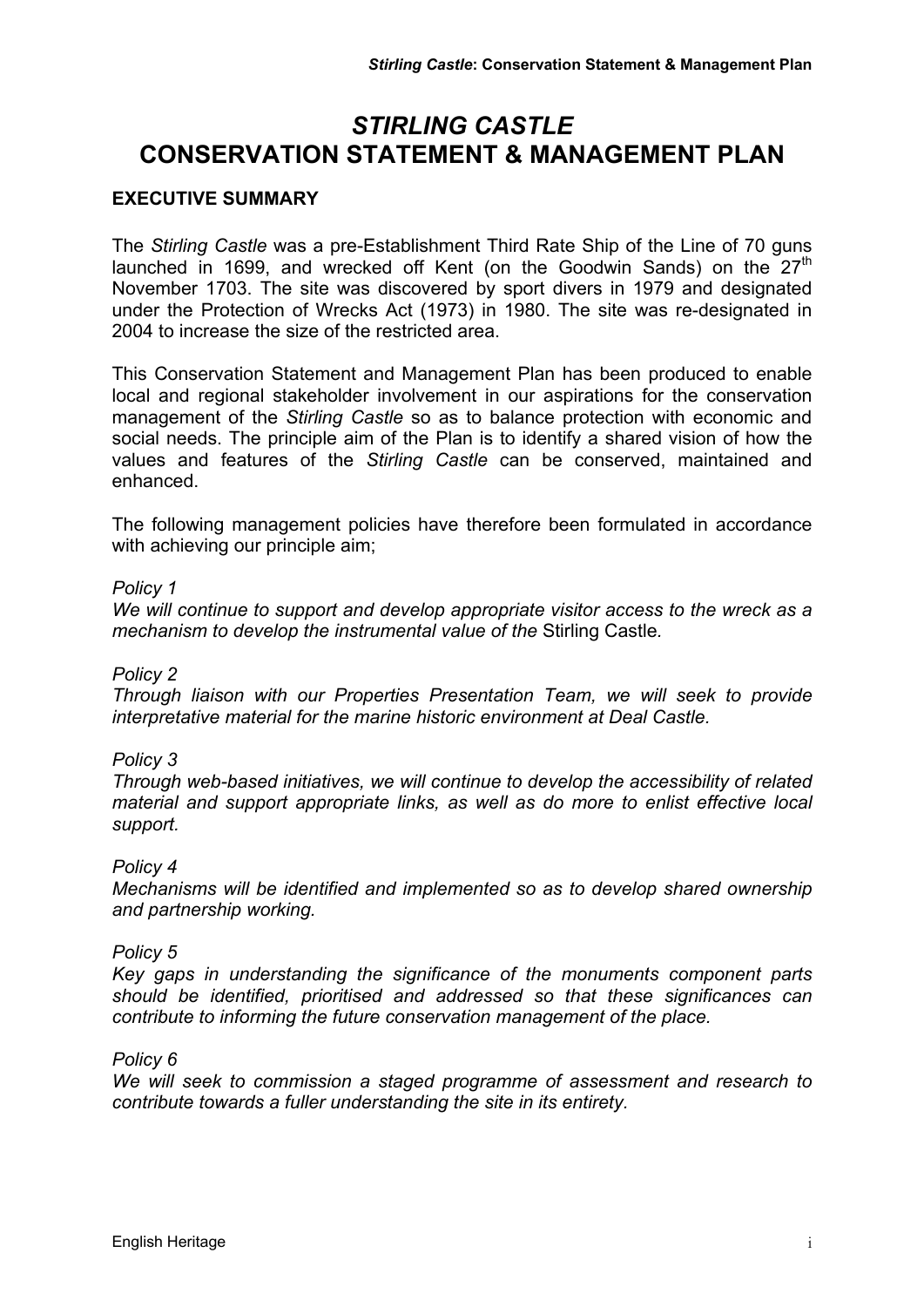# *STIRLING CASTLE* CONSERVATION STATEMENT & MANAGEMENT PLAN

## EXECUTIVE SUMMARY

The *Stirling Castle* was a pre-Establishment Third Rate Ship of the Line of 70 guns launched in 1699, and wrecked off Kent (on the Goodwin Sands) on the 27th November 1703. The site was discovered by sport divers in 1979 and designated under the Protection of Wrecks Act (1973) in 1980. The site was re-designated in 2004 to increase the size of the restricted area.

This Conservation Statement and Management Plan has been produced to enable local and regional stakeholder involvement in our aspirations for the conservation management of the *Stirling Castle* so as to balance protection with economic and social needs. The principle aim of the Plan is to identify a shared vision of how the values and features of the *Stirling Castle* can be conserved, maintained and enhanced.

The following management policies have therefore been formulated in accordance with achieving our principle aim;

*Policy 1*
*We will continue to support and develop appropriate visitor access to the wreck as a mechanism to develop the instrumental value of the* Stirling Castle*.*

*Policy 2*
*Through liaison with our Properties Presentation Team, we will seek to provide interpretative material for the marine historic environment at Deal Castle.*

*Policy 3*
*Through web-based initiatives, we will continue to develop the accessibility of related material and support appropriate links, as well as do more to enlist effective local support.*

*Policy 4*
*Mechanisms will be identified and implemented so as to develop shared ownership and partnership working.*

*Policy 5*
*Key gaps in understanding the significance of the monuments component parts should be identified, prioritised and addressed so that these significances can contribute to informing the future conservation management of the place.*

*Policy 6*
*We will seek to commission a staged programme of assessment and research to contribute towards a fuller understanding the site in its entirety.*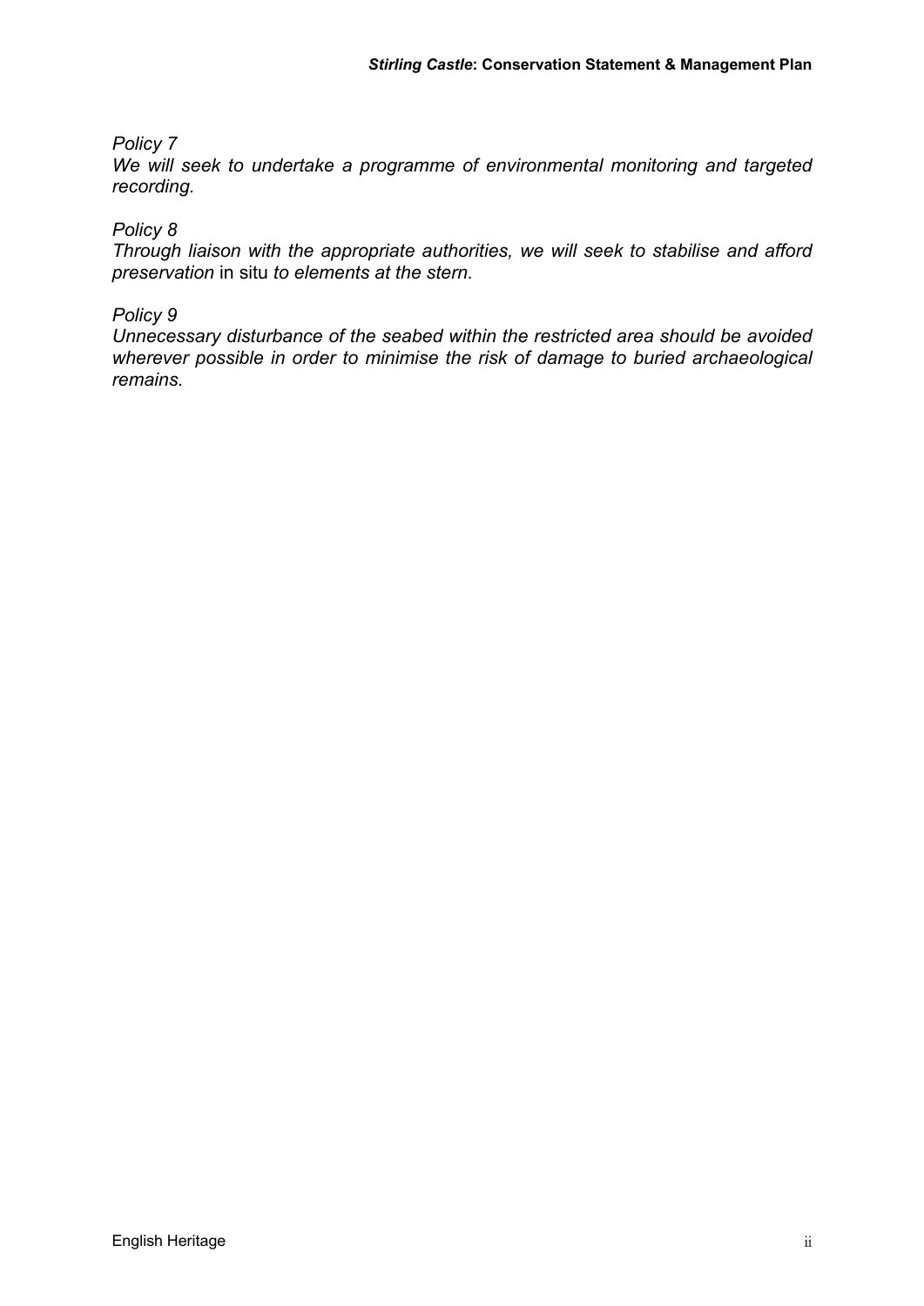*Policy 7*
*We will seek to undertake a programme of environmental monitoring and targeted recording.*

*Policy 8*
*Through liaison with the appropriate authorities, we will seek to stabilise and afford preservation* in situ *to elements at the stern.*

*Policy 9*
*Unnecessary disturbance of the seabed within the restricted area should be avoided wherever possible in order to minimise the risk of damage to buried archaeological remains.*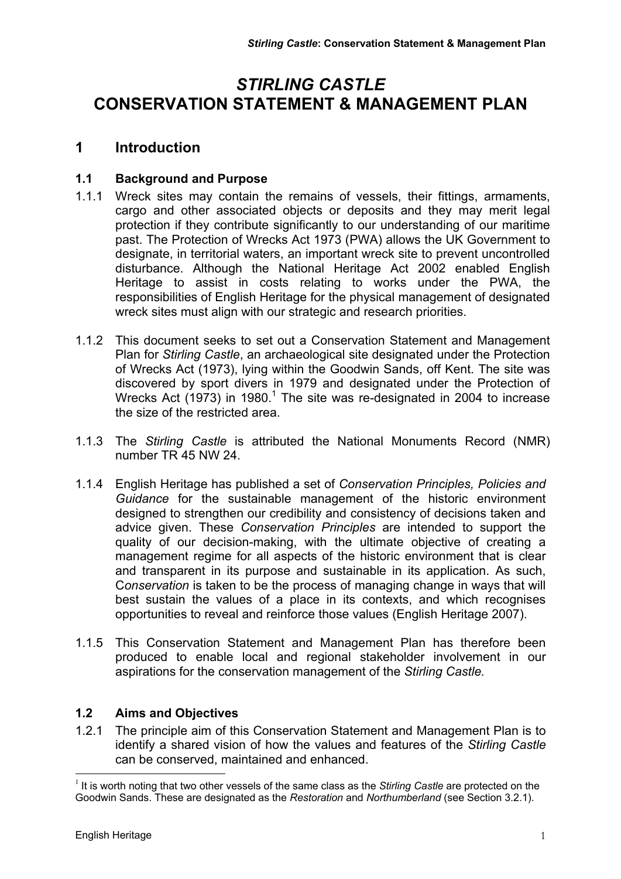# *STIRLING CASTLE* CONSERVATION STATEMENT & MANAGEMENT PLAN

## 1 Introduction

### 1.1 Background and Purpose

1.1.1 Wreck sites may contain the remains of vessels, their fittings, armaments, cargo and other associated objects or deposits and they may merit legal protection if they contribute significantly to our understanding of our maritime past. The Protection of Wrecks Act 1973 (PWA) allows the UK Government to designate, in territorial waters, an important wreck site to prevent uncontrolled disturbance. Although the National Heritage Act 2002 enabled English Heritage to assist in costs relating to works under the PWA, the responsibilities of English Heritage for the physical management of designated wreck sites must align with our strategic and research priorities.

1.1.2 This document seeks to set out a Conservation Statement and Management Plan for *Stirling Castle*, an archaeological site designated under the Protection of Wrecks Act (1973), lying within the Goodwin Sands, off Kent. The site was discovered by sport divers in 1979 and designated under the Protection of Wrecks Act (1973) in 1980.[1] The site was re-designated in 2004 to increase the size of the restricted area.

1.1.3 The *Stirling Castle* is attributed the National Monuments Record (NMR) number TR 45 NW 24.

1.1.4 English Heritage has published a set of *Conservation Principles, Policies and Guidance* for the sustainable management of the historic environment designed to strengthen our credibility and consistency of decisions taken and advice given. These *Conservation Principles* are intended to support the quality of our decision-making, with the ultimate objective of creating a management regime for all aspects of the historic environment that is clear and transparent in its purpose and sustainable in its application. As such, C*onservation* is taken to be the process of managing change in ways that will best sustain the values of a place in its contexts, and which recognises opportunities to reveal and reinforce those values (English Heritage 2007).

1.1.5 This Conservation Statement and Management Plan has therefore been produced to enable local and regional stakeholder involvement in our aspirations for the conservation management of the *Stirling Castle.*

### 1.2 Aims and Objectives

1.2.1 The principle aim of this Conservation Statement and Management Plan is to identify a shared vision of how the values and features of the *Stirling Castle* can be conserved, maintained and enhanced.

[1] It is worth noting that two other vessels of the same class as the *Stirling Castle* are protected on the Goodwin Sands. These are designated as the *Restoration* and *Northumberland* (see Section 3.2.1).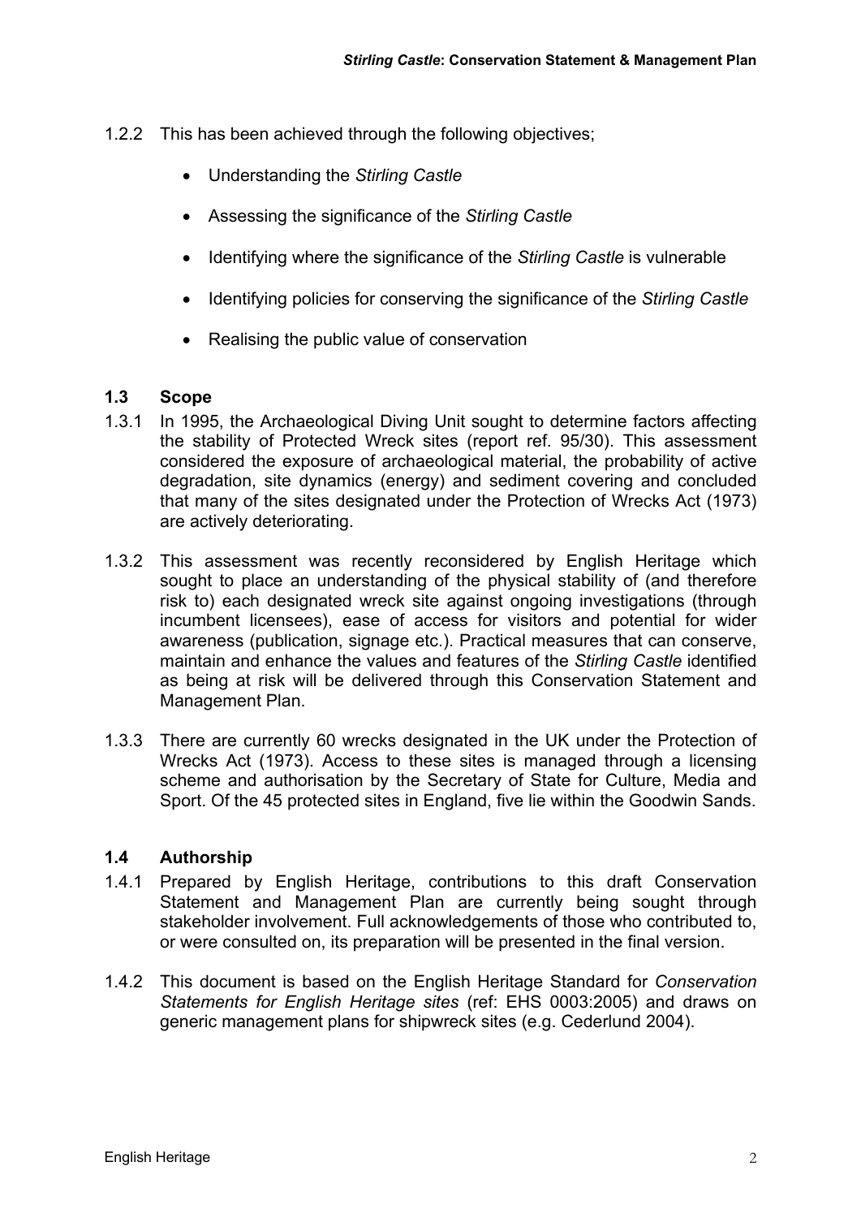1.2.2 This has been achieved through the following objectives;

- Understanding the *Stirling Castle*
- Assessing the significance of the *Stirling Castle*
- Identifying where the significance of the *Stirling Castle* is vulnerable
- Identifying policies for conserving the significance of the *Stirling Castle*
- Realising the public value of conservation

### 1.3 Scope

1.3.1 In 1995, the Archaeological Diving Unit sought to determine factors affecting the stability of Protected Wreck sites (report ref. 95/30). This assessment considered the exposure of archaeological material, the probability of active degradation, site dynamics (energy) and sediment covering and concluded that many of the sites designated under the Protection of Wrecks Act (1973) are actively deteriorating.

1.3.2 This assessment was recently reconsidered by English Heritage which sought to place an understanding of the physical stability of (and therefore risk to) each designated wreck site against ongoing investigations (through incumbent licensees), ease of access for visitors and potential for wider awareness (publication, signage etc.). Practical measures that can conserve, maintain and enhance the values and features of the *Stirling Castle* identified as being at risk will be delivered through this Conservation Statement and Management Plan.

1.3.3 There are currently 60 wrecks designated in the UK under the Protection of Wrecks Act (1973). Access to these sites is managed through a licensing scheme and authorisation by the Secretary of State for Culture, Media and Sport. Of the 45 protected sites in England, five lie within the Goodwin Sands.

### 1.4 Authorship

1.4.1 Prepared by English Heritage, contributions to this draft Conservation Statement and Management Plan are currently being sought through stakeholder involvement. Full acknowledgements of those who contributed to, or were consulted on, its preparation will be presented in the final version.

1.4.2 This document is based on the English Heritage Standard for *Conservation Statements for English Heritage sites* (ref: EHS 0003:2005) and draws on generic management plans for shipwreck sites (e.g. Cederlund 2004).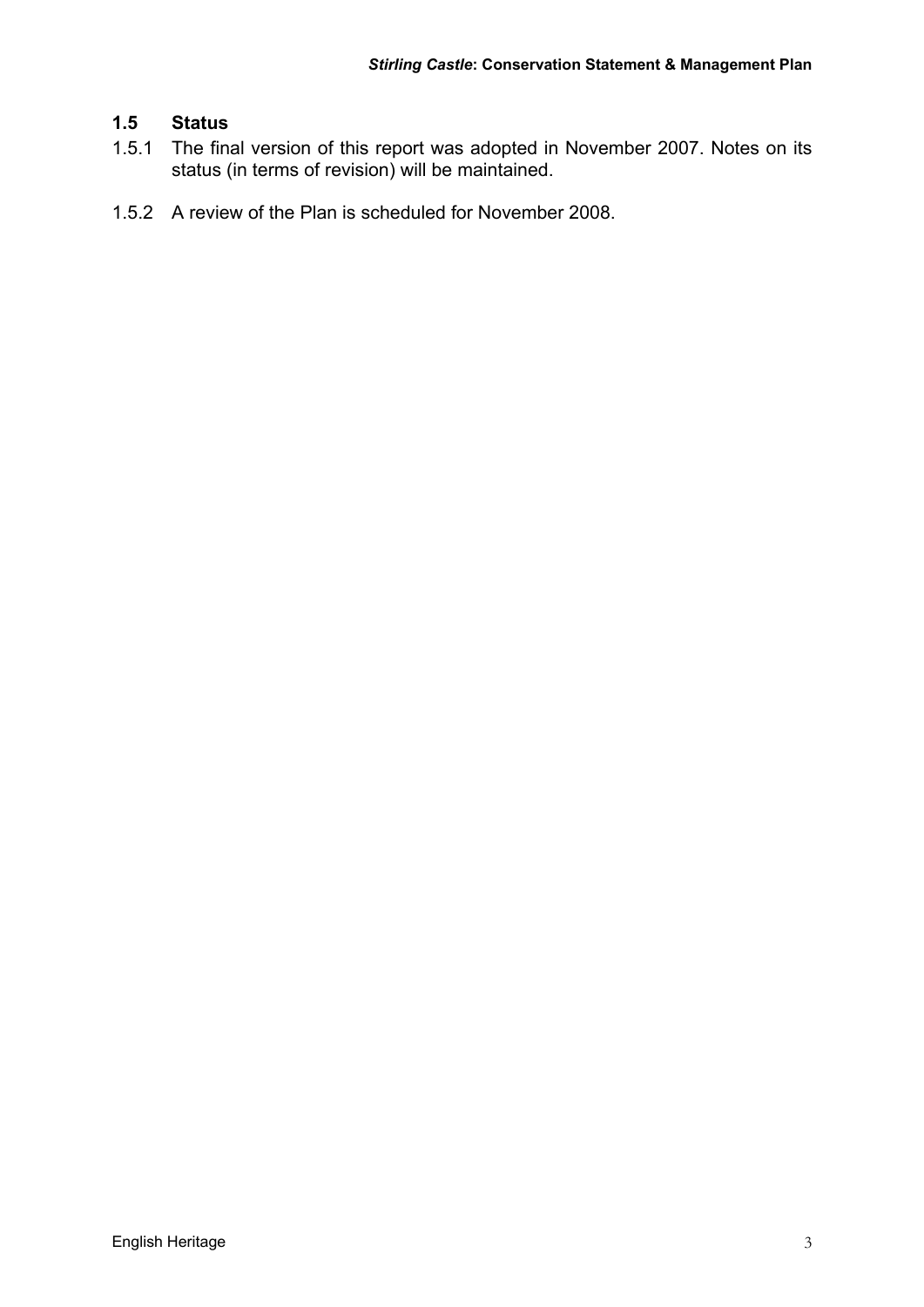## 1.5 Status

1.5.1 The final version of this report was adopted in November 2007. Notes on its status (in terms of revision) will be maintained.

1.5.2 A review of the Plan is scheduled for November 2008.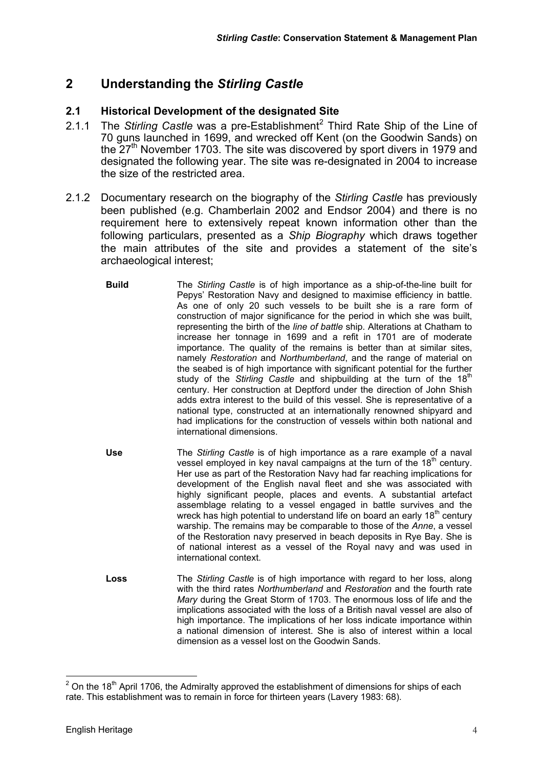# 2 Understanding the *Stirling Castle*

## 2.1 Historical Development of the designated Site

2.1.1 The *Stirling Castle* was a pre-Establishment[2] Third Rate Ship of the Line of 70 guns launched in 1699, and wrecked off Kent (on the Goodwin Sands) on the 27th November 1703. The site was discovered by sport divers in 1979 and designated the following year. The site was re-designated in 2004 to increase the size of the restricted area.

2.1.2 Documentary research on the biography of the *Stirling Castle* has previously been published (e.g. Chamberlain 2002 and Endsor 2004) and there is no requirement here to extensively repeat known information other than the following particulars, presented as a *Ship Biography* which draws together the main attributes of the site and provides a statement of the site's archaeological interest;

**Build** The *Stirling Castle* is of high importance as a ship-of-the-line built for Pepys' Restoration Navy and designed to maximise efficiency in battle. As one of only 20 such vessels to be built she is a rare form of construction of major significance for the period in which she was built, representing the birth of the *line of battle* ship. Alterations at Chatham to increase her tonnage in 1699 and a refit in 1701 are of moderate importance. The quality of the remains is better than at similar sites, namely *Restoration* and *Northumberland*, and the range of material on the seabed is of high importance with significant potential for the further study of the *Stirling Castle* and shipbuilding at the turn of the 18th century. Her construction at Deptford under the direction of John Shish adds extra interest to the build of this vessel. She is representative of a national type, constructed at an internationally renowned shipyard and had implications for the construction of vessels within both national and international dimensions.

**Use** The *Stirling Castle* is of high importance as a rare example of a naval vessel employed in key naval campaigns at the turn of the 18th century. Her use as part of the Restoration Navy had far reaching implications for development of the English naval fleet and she was associated with highly significant people, places and events. A substantial artefact assemblage relating to a vessel engaged in battle survives and the wreck has high potential to understand life on board an early 18th century warship. The remains may be comparable to those of the *Anne*, a vessel of the Restoration navy preserved in beach deposits in Rye Bay. She is of national interest as a vessel of the Royal navy and was used in international context.

**Loss** The *Stirling Castle* is of high importance with regard to her loss, along with the third rates *Northumberland* and *Restoration* and the fourth rate *Mary* during the Great Storm of 1703. The enormous loss of life and the implications associated with the loss of a British naval vessel are also of high importance. The implications of her loss indicate importance within a national dimension of interest. She is also of interest within a local dimension as a vessel lost on the Goodwin Sands.

---

[2] On the 18th April 1706, the Admiralty approved the establishment of dimensions for ships of each rate. This establishment was to remain in force for thirteen years (Lavery 1983: 68).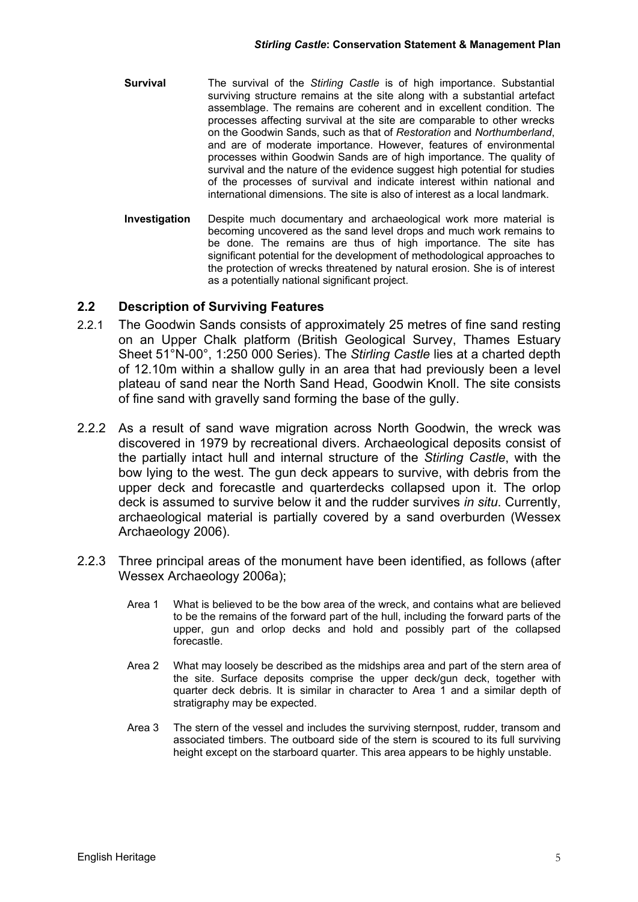**Survival** The survival of the *Stirling Castle* is of high importance. Substantial surviving structure remains at the site along with a substantial artefact assemblage. The remains are coherent and in excellent condition. The processes affecting survival at the site are comparable to other wrecks on the Goodwin Sands, such as that of *Restoration* and *Northumberland*, and are of moderate importance. However, features of environmental processes within Goodwin Sands are of high importance. The quality of survival and the nature of the evidence suggest high potential for studies of the processes of survival and indicate interest within national and international dimensions. The site is also of interest as a local landmark.

**Investigation** Despite much documentary and archaeological work more material is becoming uncovered as the sand level drops and much work remains to be done. The remains are thus of high importance. The site has significant potential for the development of methodological approaches to the protection of wrecks threatened by natural erosion. She is of interest as a potentially national significant project.

## 2.2 Description of Surviving Features

2.2.1 The Goodwin Sands consists of approximately 25 metres of fine sand resting on an Upper Chalk platform (British Geological Survey, Thames Estuary Sheet 51°N-00°, 1:250 000 Series). The *Stirling Castle* lies at a charted depth of 12.10m within a shallow gully in an area that had previously been a level plateau of sand near the North Sand Head, Goodwin Knoll. The site consists of fine sand with gravelly sand forming the base of the gully.

2.2.2 As a result of sand wave migration across North Goodwin, the wreck was discovered in 1979 by recreational divers. Archaeological deposits consist of the partially intact hull and internal structure of the *Stirling Castle*, with the bow lying to the west. The gun deck appears to survive, with debris from the upper deck and forecastle and quarterdecks collapsed upon it. The orlop deck is assumed to survive below it and the rudder survives *in situ*. Currently, archaeological material is partially covered by a sand overburden (Wessex Archaeology 2006).

2.2.3 Three principal areas of the monument have been identified, as follows (after Wessex Archaeology 2006a);

Area 1 What is believed to be the bow area of the wreck, and contains what are believed to be the remains of the forward part of the hull, including the forward parts of the upper, gun and orlop decks and hold and possibly part of the collapsed forecastle.

Area 2 What may loosely be described as the midships area and part of the stern area of the site. Surface deposits comprise the upper deck/gun deck, together with quarter deck debris. It is similar in character to Area 1 and a similar depth of stratigraphy may be expected.

Area 3 The stern of the vessel and includes the surviving sternpost, rudder, transom and associated timbers. The outboard side of the stern is scoured to its full surviving height except on the starboard quarter. This area appears to be highly unstable.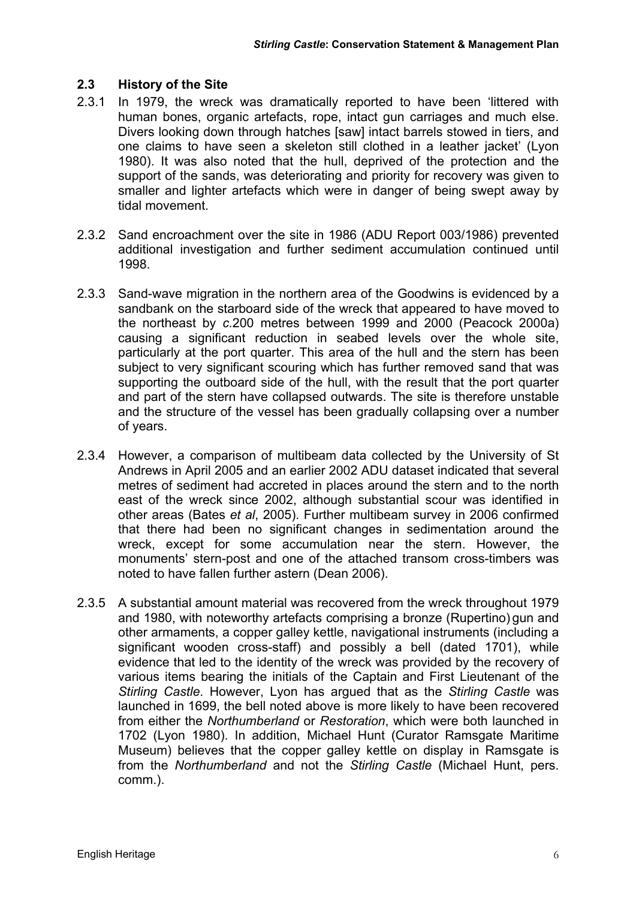## 2.3 History of the Site

2.3.1 In 1979, the wreck was dramatically reported to have been 'littered with human bones, organic artefacts, rope, intact gun carriages and much else. Divers looking down through hatches [saw] intact barrels stowed in tiers, and one claims to have seen a skeleton still clothed in a leather jacket' (Lyon 1980). It was also noted that the hull, deprived of the protection and the support of the sands, was deteriorating and priority for recovery was given to smaller and lighter artefacts which were in danger of being swept away by tidal movement.

2.3.2 Sand encroachment over the site in 1986 (ADU Report 003/1986) prevented additional investigation and further sediment accumulation continued until 1998.

2.3.3 Sand-wave migration in the northern area of the Goodwins is evidenced by a sandbank on the starboard side of the wreck that appeared to have moved to the northeast by *c.*200 metres between 1999 and 2000 (Peacock 2000a) causing a significant reduction in seabed levels over the whole site, particularly at the port quarter. This area of the hull and the stern has been subject to very significant scouring which has further removed sand that was supporting the outboard side of the hull, with the result that the port quarter and part of the stern have collapsed outwards. The site is therefore unstable and the structure of the vessel has been gradually collapsing over a number of years.

2.3.4 However, a comparison of multibeam data collected by the University of St Andrews in April 2005 and an earlier 2002 ADU dataset indicated that several metres of sediment had accreted in places around the stern and to the north east of the wreck since 2002, although substantial scour was identified in other areas (Bates *et al*, 2005). Further multibeam survey in 2006 confirmed that there had been no significant changes in sedimentation around the wreck, except for some accumulation near the stern. However, the monuments' stern-post and one of the attached transom cross-timbers was noted to have fallen further astern (Dean 2006).

2.3.5 A substantial amount material was recovered from the wreck throughout 1979 and 1980, with noteworthy artefacts comprising a bronze (Rupertino) gun and other armaments, a copper galley kettle, navigational instruments (including a significant wooden cross-staff) and possibly a bell (dated 1701), while evidence that led to the identity of the wreck was provided by the recovery of various items bearing the initials of the Captain and First Lieutenant of the *Stirling Castle*. However, Lyon has argued that as the *Stirling Castle* was launched in 1699, the bell noted above is more likely to have been recovered from either the *Northumberland* or *Restoration*, which were both launched in 1702 (Lyon 1980). In addition, Michael Hunt (Curator Ramsgate Maritime Museum) believes that the copper galley kettle on display in Ramsgate is from the *Northumberland* and not the *Stirling Castle* (Michael Hunt, pers. comm.).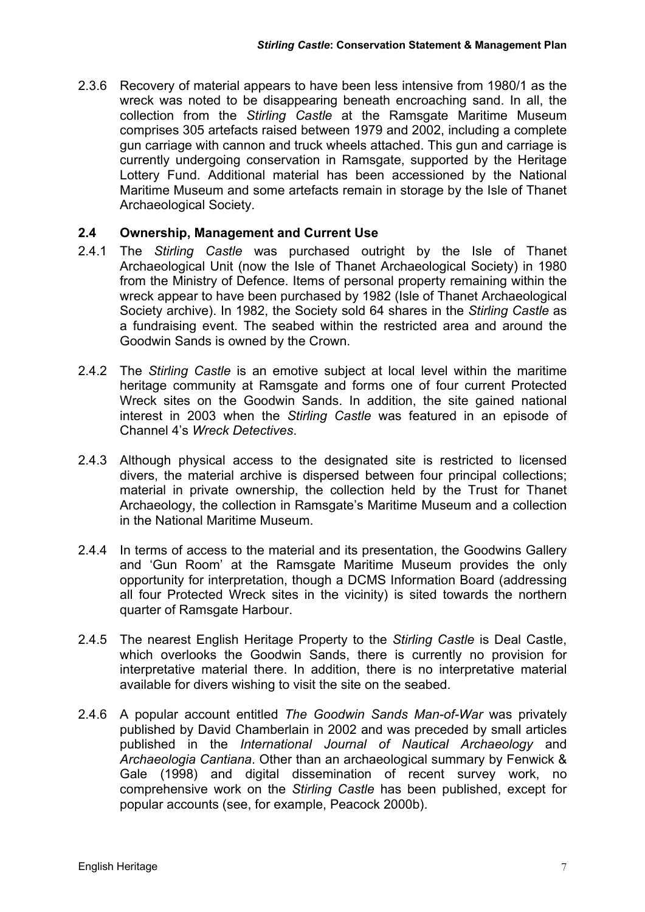2.3.6 Recovery of material appears to have been less intensive from 1980/1 as the wreck was noted to be disappearing beneath encroaching sand. In all, the collection from the *Stirling Castle* at the Ramsgate Maritime Museum comprises 305 artefacts raised between 1979 and 2002, including a complete gun carriage with cannon and truck wheels attached. This gun and carriage is currently undergoing conservation in Ramsgate, supported by the Heritage Lottery Fund. Additional material has been accessioned by the National Maritime Museum and some artefacts remain in storage by the Isle of Thanet Archaeological Society.

## 2.4 Ownership, Management and Current Use

2.4.1 The *Stirling Castle* was purchased outright by the Isle of Thanet Archaeological Unit (now the Isle of Thanet Archaeological Society) in 1980 from the Ministry of Defence. Items of personal property remaining within the wreck appear to have been purchased by 1982 (Isle of Thanet Archaeological Society archive). In 1982, the Society sold 64 shares in the *Stirling Castle* as a fundraising event. The seabed within the restricted area and around the Goodwin Sands is owned by the Crown.

2.4.2 The *Stirling Castle* is an emotive subject at local level within the maritime heritage community at Ramsgate and forms one of four current Protected Wreck sites on the Goodwin Sands. In addition, the site gained national interest in 2003 when the *Stirling Castle* was featured in an episode of Channel 4's *Wreck Detectives*.

2.4.3 Although physical access to the designated site is restricted to licensed divers, the material archive is dispersed between four principal collections; material in private ownership, the collection held by the Trust for Thanet Archaeology, the collection in Ramsgate's Maritime Museum and a collection in the National Maritime Museum.

2.4.4 In terms of access to the material and its presentation, the Goodwins Gallery and 'Gun Room' at the Ramsgate Maritime Museum provides the only opportunity for interpretation, though a DCMS Information Board (addressing all four Protected Wreck sites in the vicinity) is sited towards the northern quarter of Ramsgate Harbour.

2.4.5 The nearest English Heritage Property to the *Stirling Castle* is Deal Castle, which overlooks the Goodwin Sands, there is currently no provision for interpretative material there. In addition, there is no interpretative material available for divers wishing to visit the site on the seabed.

2.4.6 A popular account entitled *The Goodwin Sands Man-of-War* was privately published by David Chamberlain in 2002 and was preceded by small articles published in the *International Journal of Nautical Archaeology* and *Archaeologia Cantiana*. Other than an archaeological summary by Fenwick & Gale (1998) and digital dissemination of recent survey work, no comprehensive work on the *Stirling Castle* has been published, except for popular accounts (see, for example, Peacock 2000b).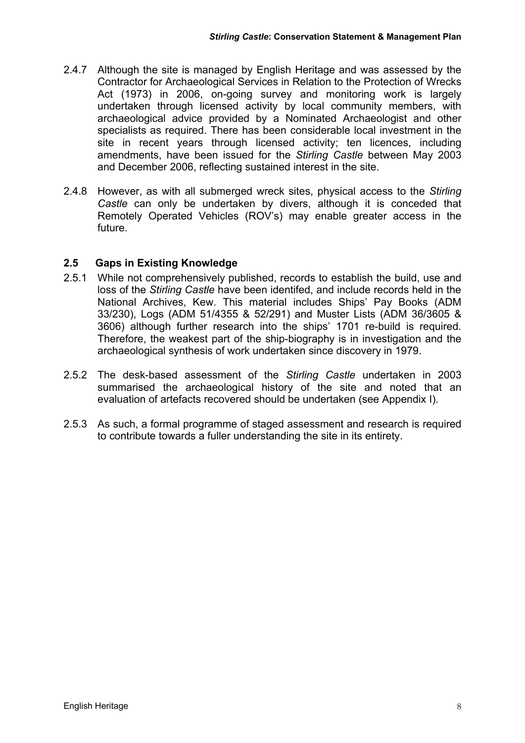2.4.7 Although the site is managed by English Heritage and was assessed by the Contractor for Archaeological Services in Relation to the Protection of Wrecks Act (1973) in 2006, on-going survey and monitoring work is largely undertaken through licensed activity by local community members, with archaeological advice provided by a Nominated Archaeologist and other specialists as required. There has been considerable local investment in the site in recent years through licensed activity; ten licences, including amendments, have been issued for the *Stirling Castle* between May 2003 and December 2006, reflecting sustained interest in the site.

2.4.8 However, as with all submerged wreck sites, physical access to the *Stirling Castle* can only be undertaken by divers, although it is conceded that Remotely Operated Vehicles (ROV's) may enable greater access in the future.

## 2.5 Gaps in Existing Knowledge

2.5.1 While not comprehensively published, records to establish the build, use and loss of the *Stirling Castle* have been identifed, and include records held in the National Archives, Kew. This material includes Ships' Pay Books (ADM 33/230), Logs (ADM 51/4355 & 52/291) and Muster Lists (ADM 36/3605 & 3606) although further research into the ships' 1701 re-build is required. Therefore, the weakest part of the ship-biography is in investigation and the archaeological synthesis of work undertaken since discovery in 1979.

2.5.2 The desk-based assessment of the *Stirling Castle* undertaken in 2003 summarised the archaeological history of the site and noted that an evaluation of artefacts recovered should be undertaken (see Appendix I).

2.5.3 As such, a formal programme of staged assessment and research is required to contribute towards a fuller understanding the site in its entirety.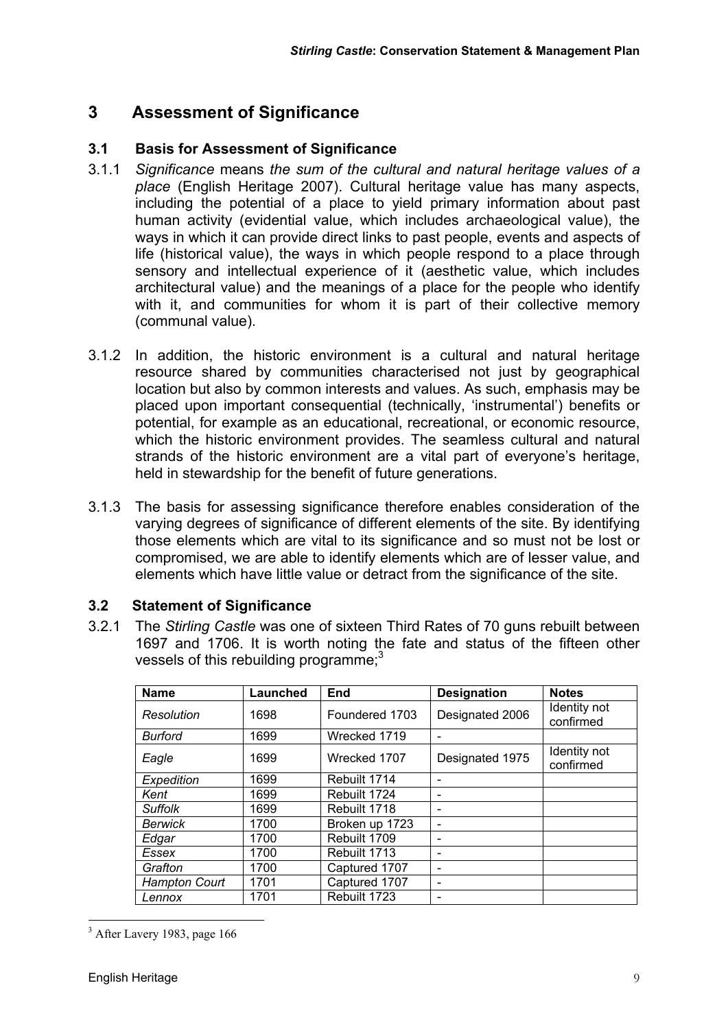# 3 Assessment of Significance

## 3.1 Basis for Assessment of Significance

3.1.1 *Significance* means *the sum of the cultural and natural heritage values of a place* (English Heritage 2007). Cultural heritage value has many aspects, including the potential of a place to yield primary information about past human activity (evidential value, which includes archaeological value), the ways in which it can provide direct links to past people, events and aspects of life (historical value), the ways in which people respond to a place through sensory and intellectual experience of it (aesthetic value, which includes architectural value) and the meanings of a place for the people who identify with it, and communities for whom it is part of their collective memory (communal value).

3.1.2 In addition, the historic environment is a cultural and natural heritage resource shared by communities characterised not just by geographical location but also by common interests and values. As such, emphasis may be placed upon important consequential (technically, 'instrumental') benefits or potential, for example as an educational, recreational, or economic resource, which the historic environment provides. The seamless cultural and natural strands of the historic environment are a vital part of everyone's heritage, held in stewardship for the benefit of future generations.

3.1.3 The basis for assessing significance therefore enables consideration of the varying degrees of significance of different elements of the site. By identifying those elements which are vital to its significance and so must not be lost or compromised, we are able to identify elements which are of lesser value, and elements which have little value or detract from the significance of the site.

## 3.2 Statement of Significance

3.2.1 The *Stirling Castle* was one of sixteen Third Rates of 70 guns rebuilt between 1697 and 1706. It is worth noting the fate and status of the fifteen other vessels of this rebuilding programme;[3]

| Name | Launched | End | Designation | Notes |
|---|---|---|---|---|
| *Resolution* | 1698 | Foundered 1703 | Designated 2006 | Identity not confirmed |
| *Burford* | 1699 | Wrecked 1719 | - | |
| *Eagle* | 1699 | Wrecked 1707 | Designated 1975 | Identity not confirmed |
| *Expedition* | 1699 | Rebuilt 1714 | - | |
| *Kent* | 1699 | Rebuilt 1724 | - | |
| *Suffolk* | 1699 | Rebuilt 1718 | - | |
| *Berwick* | 1700 | Broken up 1723 | - | |
| *Edgar* | 1700 | Rebuilt 1709 | - | |
| *Essex* | 1700 | Rebuilt 1713 | - | |
| *Grafton* | 1700 | Captured 1707 | - | |
| *Hampton Court* | 1701 | Captured 1707 | - | |
| *Lennox* | 1701 | Rebuilt 1723 | - | |

[3] After Lavery 1983, page 166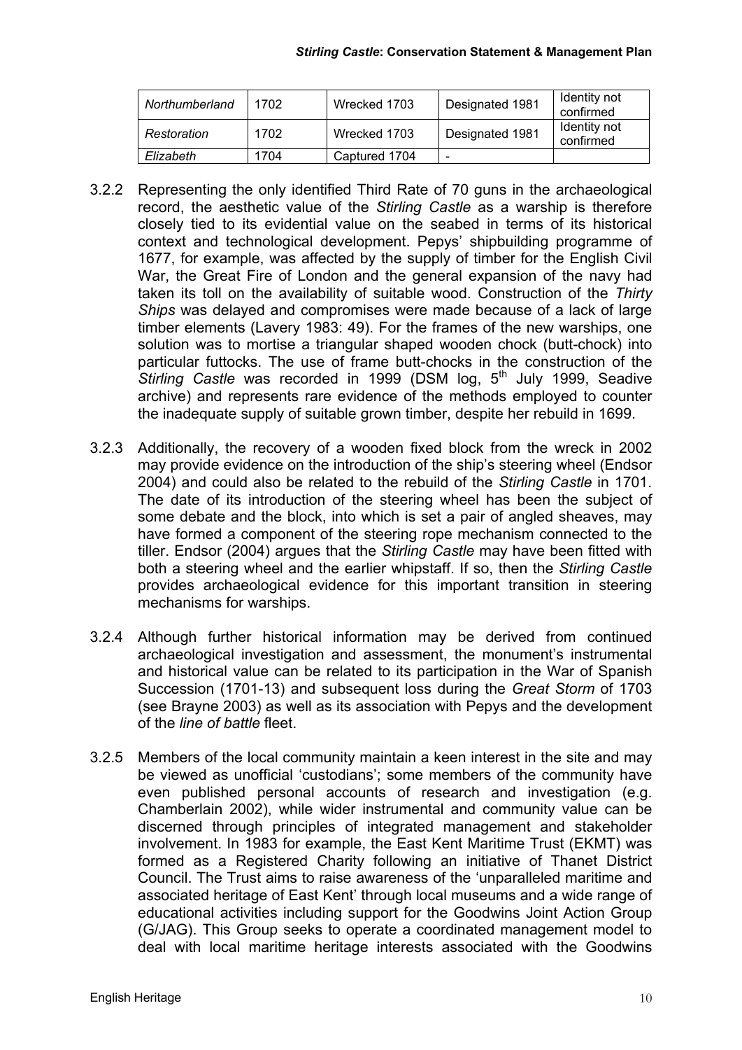| *Northumberland* | 1702 | Wrecked 1703 | Designated 1981 | Identity not confirmed |
|---|---|---|---|---|
| *Restoration* | 1702 | Wrecked 1703 | Designated 1981 | Identity not confirmed |
| *Elizabeth* | 1704 | Captured 1704 | - | |

3.2.2 Representing the only identified Third Rate of 70 guns in the archaeological record, the aesthetic value of the *Stirling Castle* as a warship is therefore closely tied to its evidential value on the seabed in terms of its historical context and technological development. Pepys' shipbuilding programme of 1677, for example, was affected by the supply of timber for the English Civil War, the Great Fire of London and the general expansion of the navy had taken its toll on the availability of suitable wood. Construction of the *Thirty Ships* was delayed and compromises were made because of a lack of large timber elements (Lavery 1983: 49). For the frames of the new warships, one solution was to mortise a triangular shaped wooden chock (butt-chock) into particular futtocks. The use of frame butt-chocks in the construction of the *Stirling Castle* was recorded in 1999 (DSM log, 5th July 1999, Seadive archive) and represents rare evidence of the methods employed to counter the inadequate supply of suitable grown timber, despite her rebuild in 1699.

3.2.3 Additionally, the recovery of a wooden fixed block from the wreck in 2002 may provide evidence on the introduction of the ship's steering wheel (Endsor 2004) and could also be related to the rebuild of the *Stirling Castle* in 1701. The date of its introduction of the steering wheel has been the subject of some debate and the block, into which is set a pair of angled sheaves, may have formed a component of the steering rope mechanism connected to the tiller. Endsor (2004) argues that the *Stirling Castle* may have been fitted with both a steering wheel and the earlier whipstaff. If so, then the *Stirling Castle* provides archaeological evidence for this important transition in steering mechanisms for warships.

3.2.4 Although further historical information may be derived from continued archaeological investigation and assessment, the monument's instrumental and historical value can be related to its participation in the War of Spanish Succession (1701-13) and subsequent loss during the *Great Storm* of 1703 (see Brayne 2003) as well as its association with Pepys and the development of the *line of battle* fleet.

3.2.5 Members of the local community maintain a keen interest in the site and may be viewed as unofficial 'custodians'; some members of the community have even published personal accounts of research and investigation (e.g. Chamberlain 2002), while wider instrumental and community value can be discerned through principles of integrated management and stakeholder involvement. In 1983 for example, the East Kent Maritime Trust (EKMT) was formed as a Registered Charity following an initiative of Thanet District Council. The Trust aims to raise awareness of the 'unparalleled maritime and associated heritage of East Kent' through local museums and a wide range of educational activities including support for the Goodwins Joint Action Group (G/JAG). This Group seeks to operate a coordinated management model to deal with local maritime heritage interests associated with the Goodwins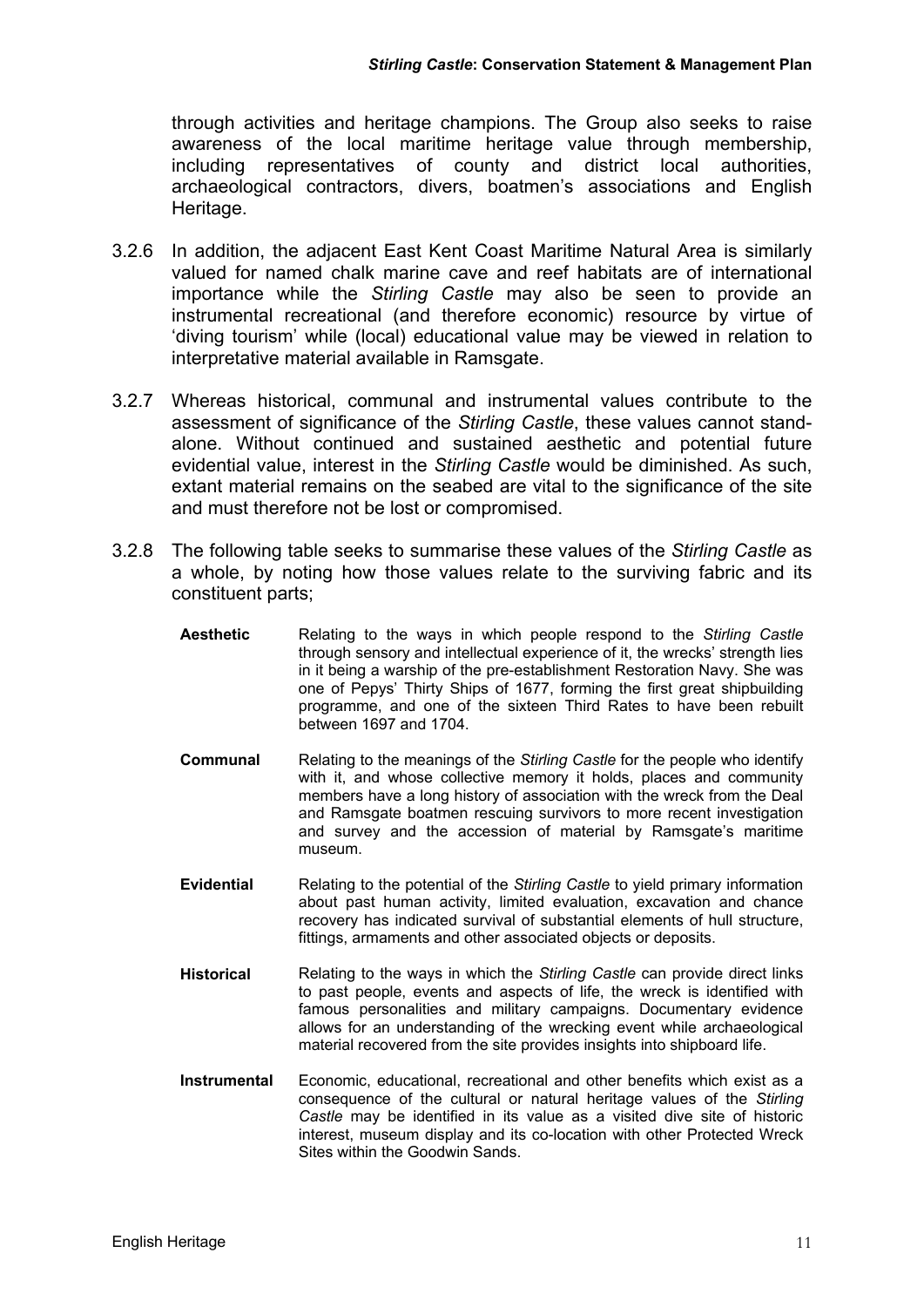through activities and heritage champions. The Group also seeks to raise awareness of the local maritime heritage value through membership, including representatives of county and district local authorities, archaeological contractors, divers, boatmen's associations and English Heritage.

3.2.6 In addition, the adjacent East Kent Coast Maritime Natural Area is similarly valued for named chalk marine cave and reef habitats are of international importance while the *Stirling Castle* may also be seen to provide an instrumental recreational (and therefore economic) resource by virtue of 'diving tourism' while (local) educational value may be viewed in relation to interpretative material available in Ramsgate.

3.2.7 Whereas historical, communal and instrumental values contribute to the assessment of significance of the *Stirling Castle*, these values cannot stand-alone. Without continued and sustained aesthetic and potential future evidential value, interest in the *Stirling Castle* would be diminished. As such, extant material remains on the seabed are vital to the significance of the site and must therefore not be lost or compromised.

3.2.8 The following table seeks to summarise these values of the *Stirling Castle* as a whole, by noting how those values relate to the surviving fabric and its constituent parts;

| | |
|---|---|
| **Aesthetic** | Relating to the ways in which people respond to the *Stirling Castle* through sensory and intellectual experience of it, the wrecks' strength lies in it being a warship of the pre-establishment Restoration Navy. She was one of Pepys' Thirty Ships of 1677, forming the first great shipbuilding programme, and one of the sixteen Third Rates to have been rebuilt between 1697 and 1704. |
| **Communal** | Relating to the meanings of the *Stirling Castle* for the people who identify with it, and whose collective memory it holds, places and community members have a long history of association with the wreck from the Deal and Ramsgate boatmen rescuing survivors to more recent investigation and survey and the accession of material by Ramsgate's maritime museum. |
| **Evidential** | Relating to the potential of the *Stirling Castle* to yield primary information about past human activity, limited evaluation, excavation and chance recovery has indicated survival of substantial elements of hull structure, fittings, armaments and other associated objects or deposits. |
| **Historical** | Relating to the ways in which the *Stirling Castle* can provide direct links to past people, events and aspects of life, the wreck is identified with famous personalities and military campaigns. Documentary evidence allows for an understanding of the wrecking event while archaeological material recovered from the site provides insights into shipboard life. |
| **Instrumental** | Economic, educational, recreational and other benefits which exist as a consequence of the cultural or natural heritage values of the *Stirling Castle* may be identified in its value as a visited dive site of historic interest, museum display and its co-location with other Protected Wreck Sites within the Goodwin Sands. |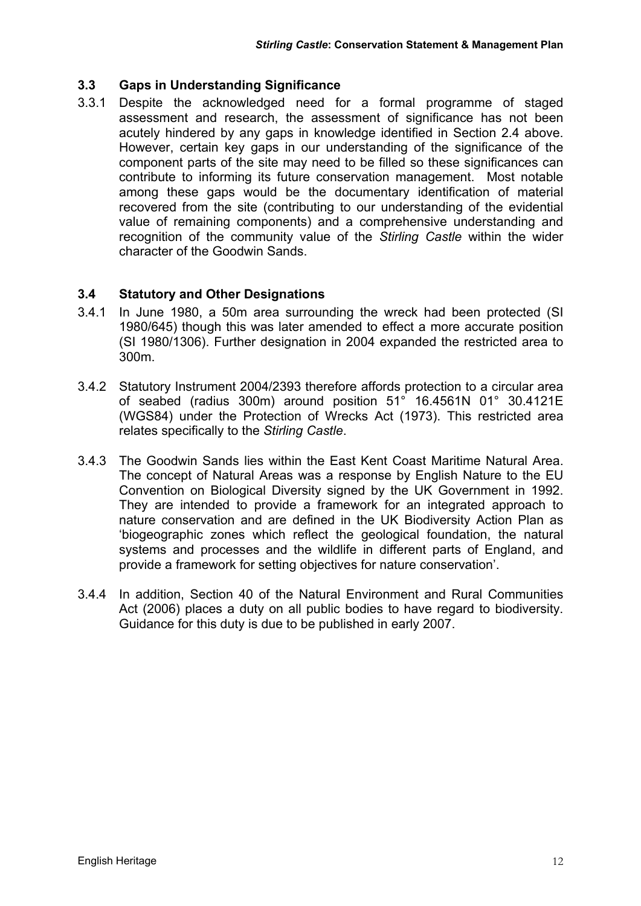## 3.3 Gaps in Understanding Significance

3.3.1 Despite the acknowledged need for a formal programme of staged assessment and research, the assessment of significance has not been acutely hindered by any gaps in knowledge identified in Section 2.4 above. However, certain key gaps in our understanding of the significance of the component parts of the site may need to be filled so these significances can contribute to informing its future conservation management. Most notable among these gaps would be the documentary identification of material recovered from the site (contributing to our understanding of the evidential value of remaining components) and a comprehensive understanding and recognition of the community value of the *Stirling Castle* within the wider character of the Goodwin Sands.

## 3.4 Statutory and Other Designations

3.4.1 In June 1980, a 50m area surrounding the wreck had been protected (SI 1980/645) though this was later amended to effect a more accurate position (SI 1980/1306). Further designation in 2004 expanded the restricted area to 300m.

3.4.2 Statutory Instrument 2004/2393 therefore affords protection to a circular area of seabed (radius 300m) around position 51° 16.4561N 01° 30.4121E (WGS84) under the Protection of Wrecks Act (1973). This restricted area relates specifically to the *Stirling Castle*.

3.4.3 The Goodwin Sands lies within the East Kent Coast Maritime Natural Area. The concept of Natural Areas was a response by English Nature to the EU Convention on Biological Diversity signed by the UK Government in 1992. They are intended to provide a framework for an integrated approach to nature conservation and are defined in the UK Biodiversity Action Plan as 'biogeographic zones which reflect the geological foundation, the natural systems and processes and the wildlife in different parts of England, and provide a framework for setting objectives for nature conservation'.

3.4.4 In addition, Section 40 of the Natural Environment and Rural Communities Act (2006) places a duty on all public bodies to have regard to biodiversity. Guidance for this duty is due to be published in early 2007.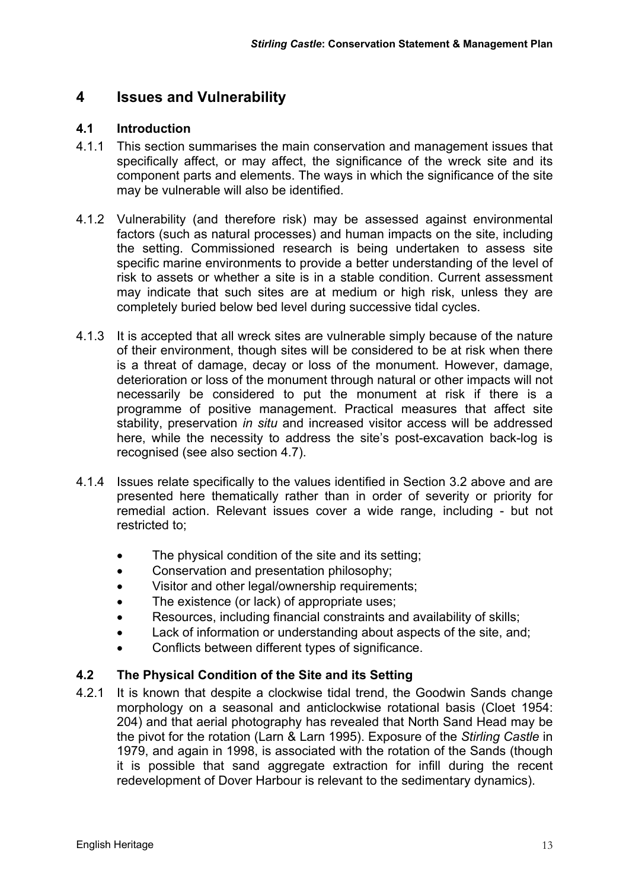# 4 Issues and Vulnerability

## 4.1 Introduction

4.1.1 This section summarises the main conservation and management issues that specifically affect, or may affect, the significance of the wreck site and its component parts and elements. The ways in which the significance of the site may be vulnerable will also be identified.

4.1.2 Vulnerability (and therefore risk) may be assessed against environmental factors (such as natural processes) and human impacts on the site, including the setting. Commissioned research is being undertaken to assess site specific marine environments to provide a better understanding of the level of risk to assets or whether a site is in a stable condition. Current assessment may indicate that such sites are at medium or high risk, unless they are completely buried below bed level during successive tidal cycles.

4.1.3 It is accepted that all wreck sites are vulnerable simply because of the nature of their environment, though sites will be considered to be at risk when there is a threat of damage, decay or loss of the monument. However, damage, deterioration or loss of the monument through natural or other impacts will not necessarily be considered to put the monument at risk if there is a programme of positive management. Practical measures that affect site stability, preservation *in situ* and increased visitor access will be addressed here, while the necessity to address the site's post-excavation back-log is recognised (see also section 4.7).

4.1.4 Issues relate specifically to the values identified in Section 3.2 above and are presented here thematically rather than in order of severity or priority for remedial action. Relevant issues cover a wide range, including - but not restricted to;

- The physical condition of the site and its setting;
- Conservation and presentation philosophy;
- Visitor and other legal/ownership requirements;
- The existence (or lack) of appropriate uses;
- Resources, including financial constraints and availability of skills;
- Lack of information or understanding about aspects of the site, and;
- Conflicts between different types of significance.

## 4.2 The Physical Condition of the Site and its Setting

4.2.1 It is known that despite a clockwise tidal trend, the Goodwin Sands change morphology on a seasonal and anticlockwise rotational basis (Cloet 1954: 204) and that aerial photography has revealed that North Sand Head may be the pivot for the rotation (Larn & Larn 1995). Exposure of the *Stirling Castle* in 1979, and again in 1998, is associated with the rotation of the Sands (though it is possible that sand aggregate extraction for infill during the recent redevelopment of Dover Harbour is relevant to the sedimentary dynamics).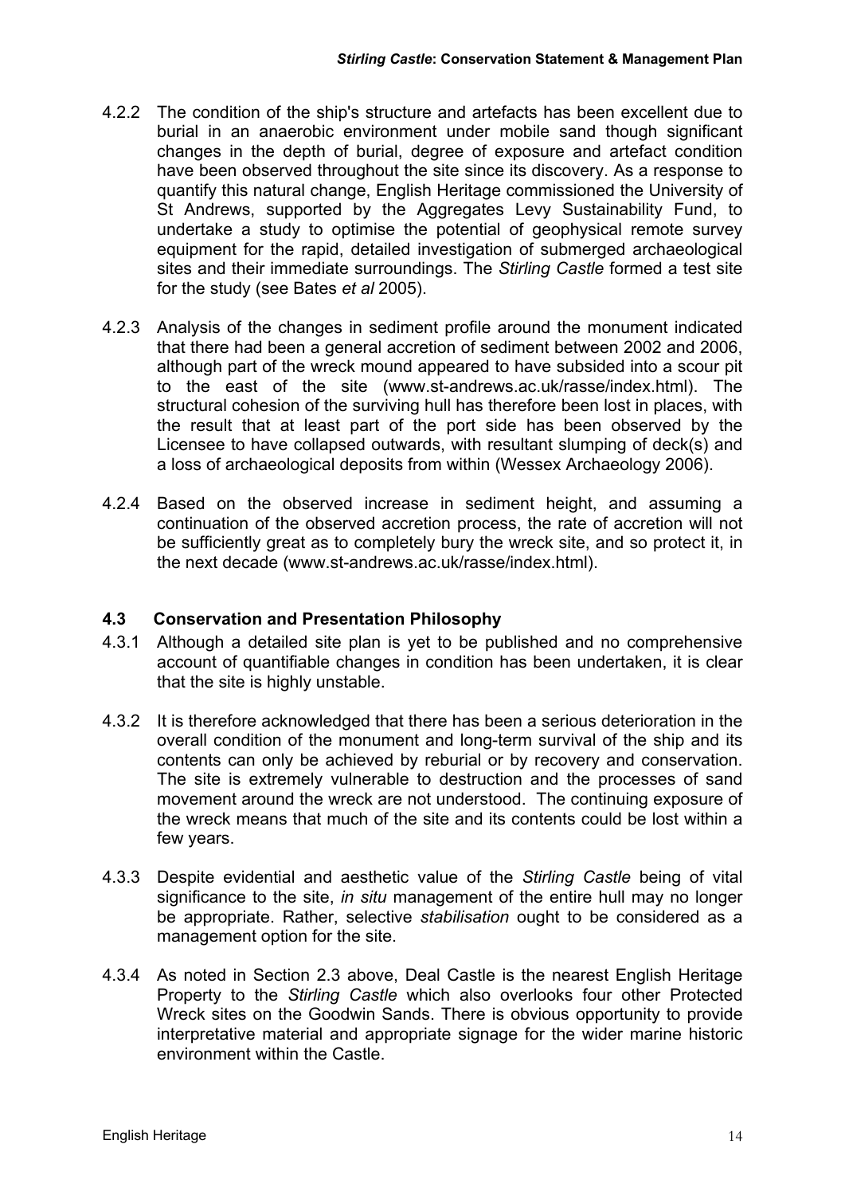4.2.2 The condition of the ship's structure and artefacts has been excellent due to burial in an anaerobic environment under mobile sand though significant changes in the depth of burial, degree of exposure and artefact condition have been observed throughout the site since its discovery. As a response to quantify this natural change, English Heritage commissioned the University of St Andrews, supported by the Aggregates Levy Sustainability Fund, to undertake a study to optimise the potential of geophysical remote survey equipment for the rapid, detailed investigation of submerged archaeological sites and their immediate surroundings. The *Stirling Castle* formed a test site for the study (see Bates *et al* 2005).

4.2.3 Analysis of the changes in sediment profile around the monument indicated that there had been a general accretion of sediment between 2002 and 2006, although part of the wreck mound appeared to have subsided into a scour pit to the east of the site (www.st-andrews.ac.uk/rasse/index.html). The structural cohesion of the surviving hull has therefore been lost in places, with the result that at least part of the port side has been observed by the Licensee to have collapsed outwards, with resultant slumping of deck(s) and a loss of archaeological deposits from within (Wessex Archaeology 2006).

4.2.4 Based on the observed increase in sediment height, and assuming a continuation of the observed accretion process, the rate of accretion will not be sufficiently great as to completely bury the wreck site, and so protect it, in the next decade (www.st-andrews.ac.uk/rasse/index.html).

### 4.3 Conservation and Presentation Philosophy

4.3.1 Although a detailed site plan is yet to be published and no comprehensive account of quantifiable changes in condition has been undertaken, it is clear that the site is highly unstable.

4.3.2 It is therefore acknowledged that there has been a serious deterioration in the overall condition of the monument and long-term survival of the ship and its contents can only be achieved by reburial or by recovery and conservation. The site is extremely vulnerable to destruction and the processes of sand movement around the wreck are not understood. The continuing exposure of the wreck means that much of the site and its contents could be lost within a few years.

4.3.3 Despite evidential and aesthetic value of the *Stirling Castle* being of vital significance to the site, *in situ* management of the entire hull may no longer be appropriate. Rather, selective *stabilisation* ought to be considered as a management option for the site.

4.3.4 As noted in Section 2.3 above, Deal Castle is the nearest English Heritage Property to the *Stirling Castle* which also overlooks four other Protected Wreck sites on the Goodwin Sands. There is obvious opportunity to provide interpretative material and appropriate signage for the wider marine historic environment within the Castle.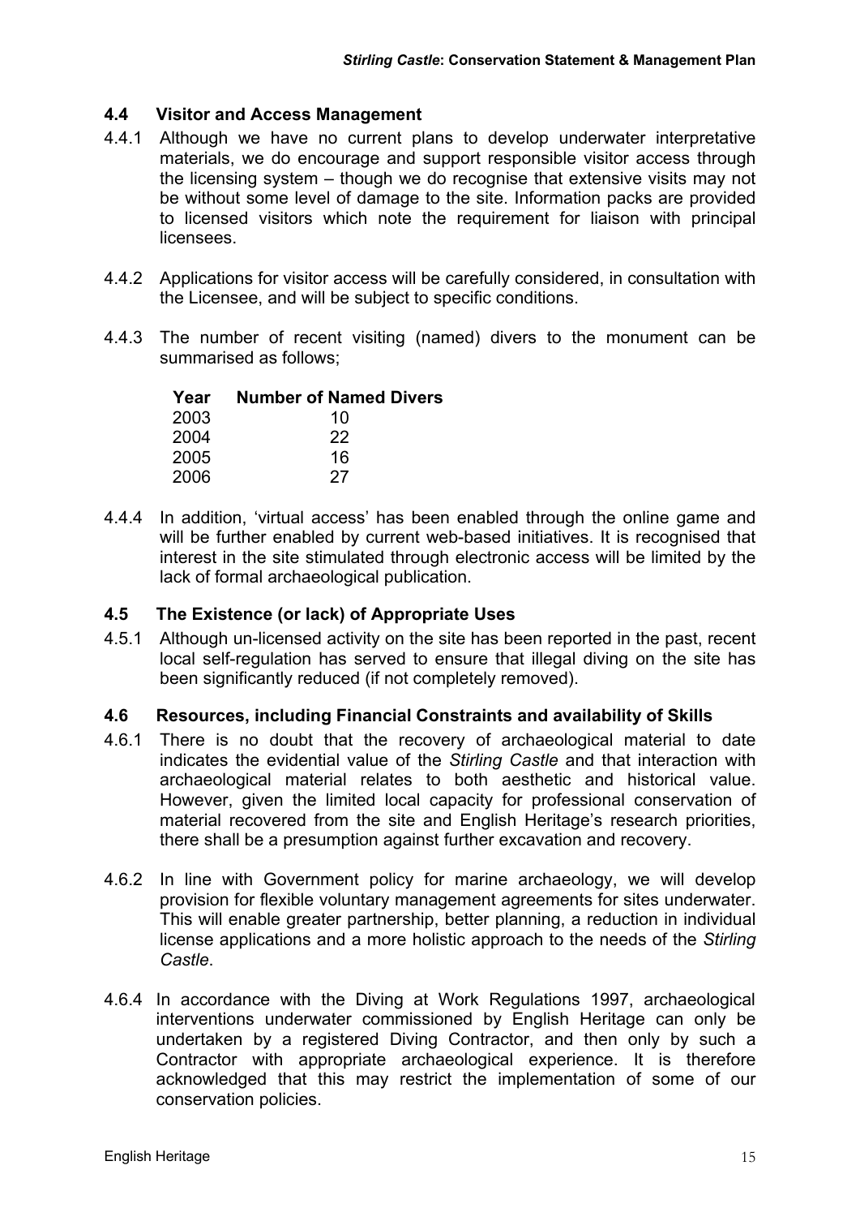## 4.4 Visitor and Access Management

4.4.1 Although we have no current plans to develop underwater interpretative materials, we do encourage and support responsible visitor access through the licensing system – though we do recognise that extensive visits may not be without some level of damage to the site. Information packs are provided to licensed visitors which note the requirement for liaison with principal licensees.

4.4.2 Applications for visitor access will be carefully considered, in consultation with the Licensee, and will be subject to specific conditions.

4.4.3 The number of recent visiting (named) divers to the monument can be summarised as follows;

| Year | Number of Named Divers |
|---|---|
| 2003 | 10 |
| 2004 | 22 |
| 2005 | 16 |
| 2006 | 27 |

4.4.4 In addition, 'virtual access' has been enabled through the online game and will be further enabled by current web-based initiatives. It is recognised that interest in the site stimulated through electronic access will be limited by the lack of formal archaeological publication.

## 4.5 The Existence (or lack) of Appropriate Uses

4.5.1 Although un-licensed activity on the site has been reported in the past, recent local self-regulation has served to ensure that illegal diving on the site has been significantly reduced (if not completely removed).

## 4.6 Resources, including Financial Constraints and availability of Skills

4.6.1 There is no doubt that the recovery of archaeological material to date indicates the evidential value of the *Stirling Castle* and that interaction with archaeological material relates to both aesthetic and historical value. However, given the limited local capacity for professional conservation of material recovered from the site and English Heritage's research priorities, there shall be a presumption against further excavation and recovery.

4.6.2 In line with Government policy for marine archaeology, we will develop provision for flexible voluntary management agreements for sites underwater. This will enable greater partnership, better planning, a reduction in individual license applications and a more holistic approach to the needs of the *Stirling Castle*.

4.6.4 In accordance with the Diving at Work Regulations 1997, archaeological interventions underwater commissioned by English Heritage can only be undertaken by a registered Diving Contractor, and then only by such a Contractor with appropriate archaeological experience. It is therefore acknowledged that this may restrict the implementation of some of our conservation policies.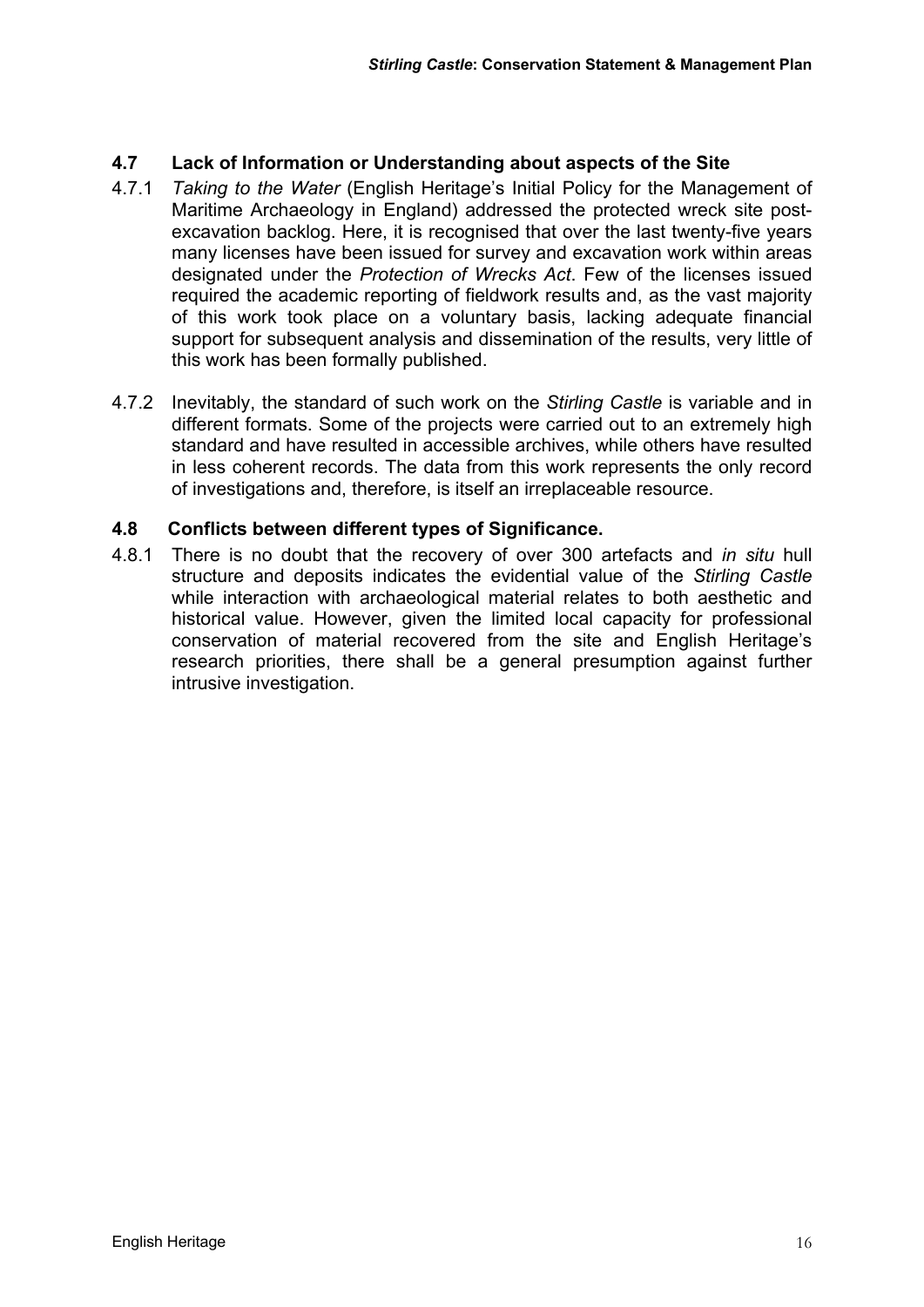## 4.7 Lack of Information or Understanding about aspects of the Site

4.7.1 *Taking to the Water* (English Heritage's Initial Policy for the Management of Maritime Archaeology in England) addressed the protected wreck site post-excavation backlog. Here, it is recognised that over the last twenty-five years many licenses have been issued for survey and excavation work within areas designated under the *Protection of Wrecks Act*. Few of the licenses issued required the academic reporting of fieldwork results and, as the vast majority of this work took place on a voluntary basis, lacking adequate financial support for subsequent analysis and dissemination of the results, very little of this work has been formally published.

4.7.2 Inevitably, the standard of such work on the *Stirling Castle* is variable and in different formats. Some of the projects were carried out to an extremely high standard and have resulted in accessible archives, while others have resulted in less coherent records. The data from this work represents the only record of investigations and, therefore, is itself an irreplaceable resource.

## 4.8 Conflicts between different types of Significance.

4.8.1 There is no doubt that the recovery of over 300 artefacts and *in situ* hull structure and deposits indicates the evidential value of the *Stirling Castle* while interaction with archaeological material relates to both aesthetic and historical value. However, given the limited local capacity for professional conservation of material recovered from the site and English Heritage's research priorities, there shall be a general presumption against further intrusive investigation.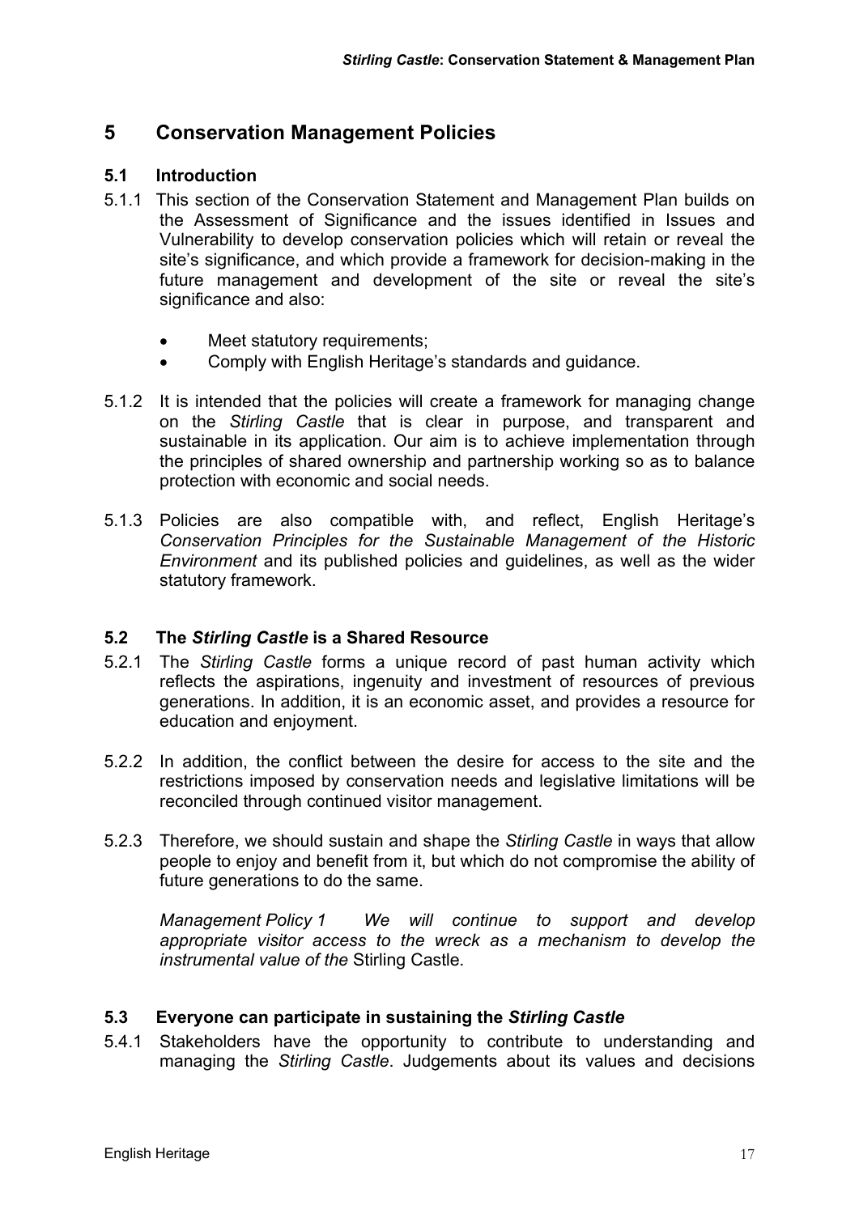# 5 Conservation Management Policies

## 5.1 Introduction

5.1.1 This section of the Conservation Statement and Management Plan builds on the Assessment of Significance and the issues identified in Issues and Vulnerability to develop conservation policies which will retain or reveal the site's significance, and which provide a framework for decision-making in the future management and development of the site or reveal the site's significance and also:

- Meet statutory requirements;
- Comply with English Heritage's standards and guidance.

5.1.2 It is intended that the policies will create a framework for managing change on the *Stirling Castle* that is clear in purpose, and transparent and sustainable in its application. Our aim is to achieve implementation through the principles of shared ownership and partnership working so as to balance protection with economic and social needs.

5.1.3 Policies are also compatible with, and reflect, English Heritage's *Conservation Principles for the Sustainable Management of the Historic Environment* and its published policies and guidelines, as well as the wider statutory framework.

## 5.2 The *Stirling Castle* is a Shared Resource

5.2.1 The *Stirling Castle* forms a unique record of past human activity which reflects the aspirations, ingenuity and investment of resources of previous generations. In addition, it is an economic asset, and provides a resource for education and enjoyment.

5.2.2 In addition, the conflict between the desire for access to the site and the restrictions imposed by conservation needs and legislative limitations will be reconciled through continued visitor management.

5.2.3 Therefore, we should sustain and shape the *Stirling Castle* in ways that allow people to enjoy and benefit from it, but which do not compromise the ability of future generations to do the same.

*Management Policy 1 We will continue to support and develop appropriate visitor access to the wreck as a mechanism to develop the instrumental value of the* Stirling Castle*.*

## 5.3 Everyone can participate in sustaining the *Stirling Castle*

5.4.1 Stakeholders have the opportunity to contribute to understanding and managing the *Stirling Castle*. Judgements about its values and decisions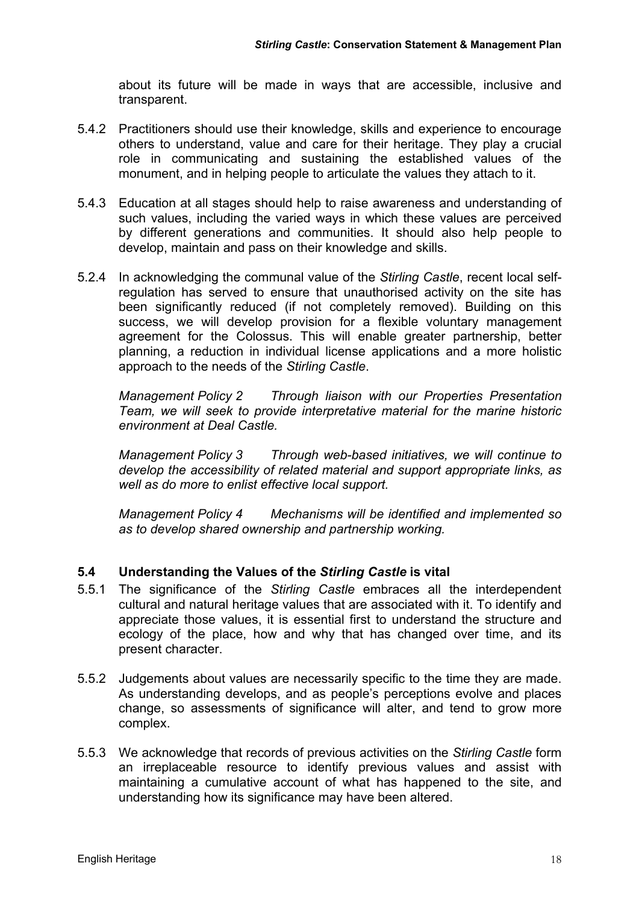about its future will be made in ways that are accessible, inclusive and transparent.

5.4.2 Practitioners should use their knowledge, skills and experience to encourage others to understand, value and care for their heritage. They play a crucial role in communicating and sustaining the established values of the monument, and in helping people to articulate the values they attach to it.

5.4.3 Education at all stages should help to raise awareness and understanding of such values, including the varied ways in which these values are perceived by different generations and communities. It should also help people to develop, maintain and pass on their knowledge and skills.

5.2.4 In acknowledging the communal value of the *Stirling Castle*, recent local self-regulation has served to ensure that unauthorised activity on the site has been significantly reduced (if not completely removed). Building on this success, we will develop provision for a flexible voluntary management agreement for the Colossus. This will enable greater partnership, better planning, a reduction in individual license applications and a more holistic approach to the needs of the *Stirling Castle*.

*Management Policy 2 Through liaison with our Properties Presentation Team, we will seek to provide interpretative material for the marine historic environment at Deal Castle.*

*Management Policy 3 Through web-based initiatives, we will continue to develop the accessibility of related material and support appropriate links, as well as do more to enlist effective local support.*

*Management Policy 4 Mechanisms will be identified and implemented so as to develop shared ownership and partnership working.*

## 5.4 Understanding the Values of the *Stirling Castle* is vital

5.5.1 The significance of the *Stirling Castle* embraces all the interdependent cultural and natural heritage values that are associated with it. To identify and appreciate those values, it is essential first to understand the structure and ecology of the place, how and why that has changed over time, and its present character.

5.5.2 Judgements about values are necessarily specific to the time they are made. As understanding develops, and as people's perceptions evolve and places change, so assessments of significance will alter, and tend to grow more complex.

5.5.3 We acknowledge that records of previous activities on the *Stirling Castle* form an irreplaceable resource to identify previous values and assist with maintaining a cumulative account of what has happened to the site, and understanding how its significance may have been altered.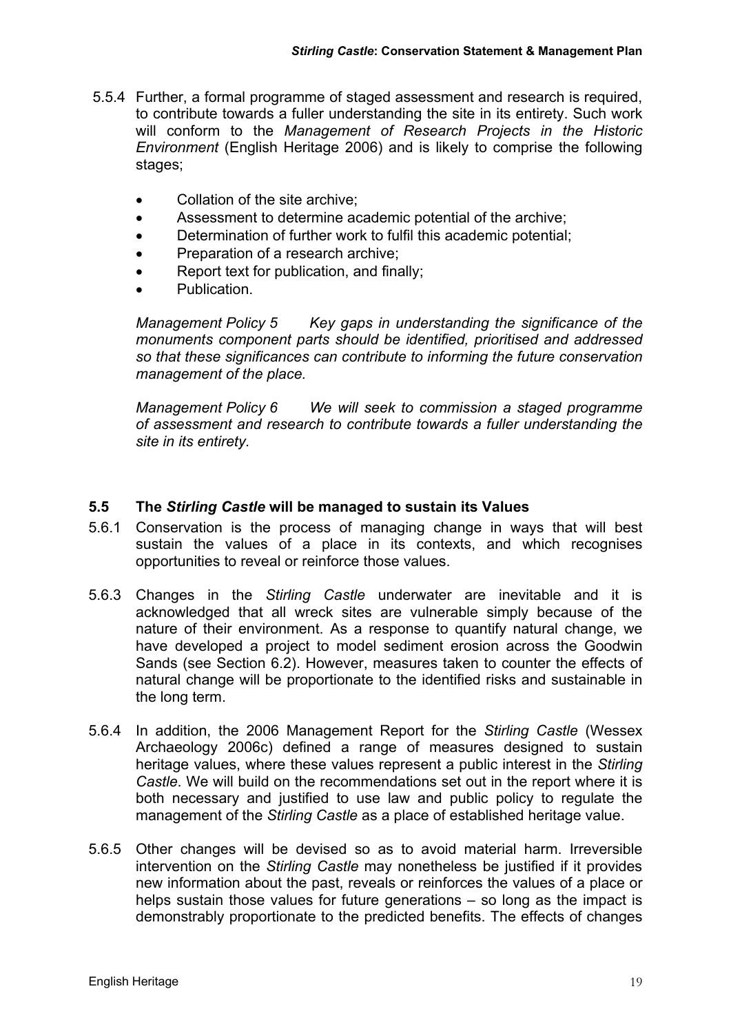5.5.4 Further, a formal programme of staged assessment and research is required, to contribute towards a fuller understanding the site in its entirety. Such work will conform to the *Management of Research Projects in the Historic Environment* (English Heritage 2006) and is likely to comprise the following stages;

- Collation of the site archive;
- Assessment to determine academic potential of the archive;
- Determination of further work to fulfil this academic potential;
- Preparation of a research archive;
- Report text for publication, and finally;
- Publication.

*Management Policy 5 Key gaps in understanding the significance of the monuments component parts should be identified, prioritised and addressed so that these significances can contribute to informing the future conservation management of the place.*

*Management Policy 6 We will seek to commission a staged programme of assessment and research to contribute towards a fuller understanding the site in its entirety.*

### 5.5 The *Stirling Castle* will be managed to sustain its Values

5.6.1 Conservation is the process of managing change in ways that will best sustain the values of a place in its contexts, and which recognises opportunities to reveal or reinforce those values.

5.6.3 Changes in the *Stirling Castle* underwater are inevitable and it is acknowledged that all wreck sites are vulnerable simply because of the nature of their environment. As a response to quantify natural change, we have developed a project to model sediment erosion across the Goodwin Sands (see Section 6.2). However, measures taken to counter the effects of natural change will be proportionate to the identified risks and sustainable in the long term.

5.6.4 In addition, the 2006 Management Report for the *Stirling Castle* (Wessex Archaeology 2006c) defined a range of measures designed to sustain heritage values, where these values represent a public interest in the *Stirling Castle*. We will build on the recommendations set out in the report where it is both necessary and justified to use law and public policy to regulate the management of the *Stirling Castle* as a place of established heritage value.

5.6.5 Other changes will be devised so as to avoid material harm. Irreversible intervention on the *Stirling Castle* may nonetheless be justified if it provides new information about the past, reveals or reinforces the values of a place or helps sustain those values for future generations – so long as the impact is demonstrably proportionate to the predicted benefits. The effects of changes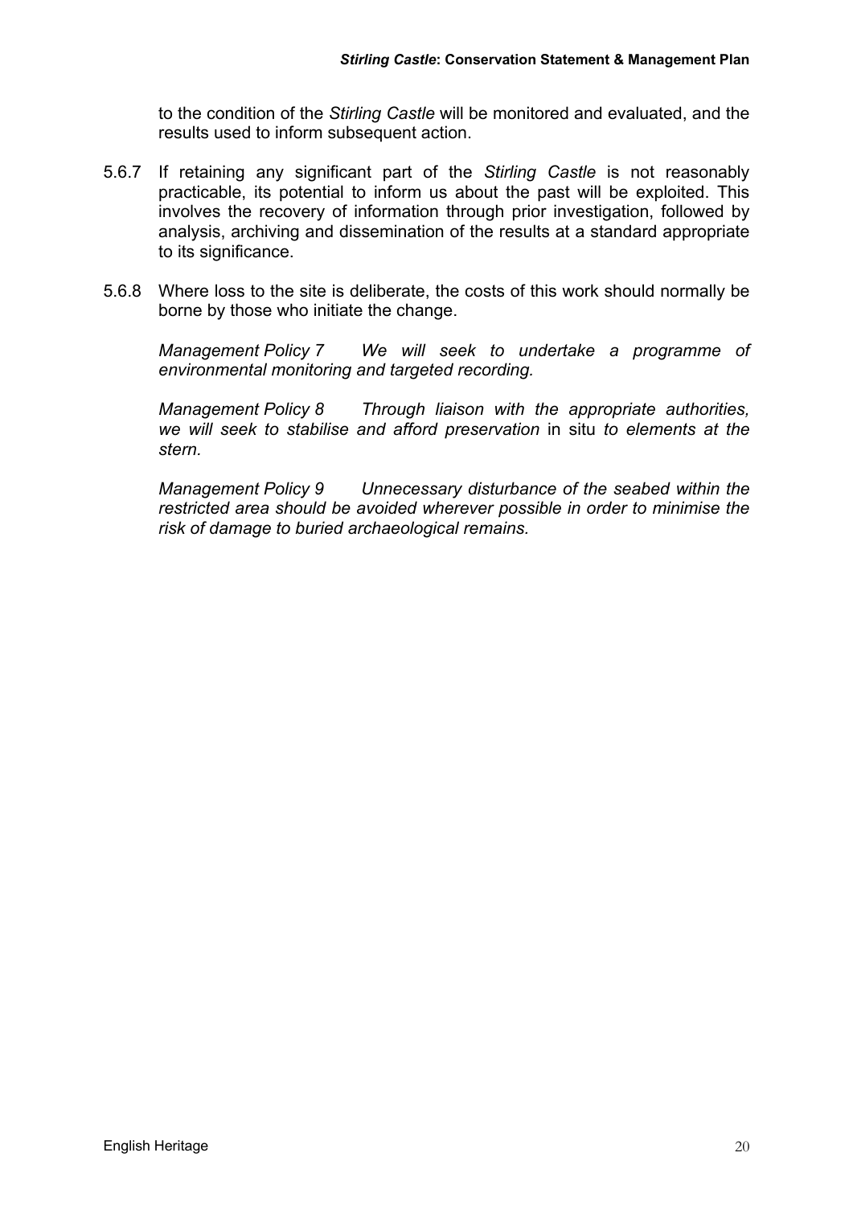to the condition of the *Stirling Castle* will be monitored and evaluated, and the results used to inform subsequent action.

5.6.7 If retaining any significant part of the *Stirling Castle* is not reasonably practicable, its potential to inform us about the past will be exploited. This involves the recovery of information through prior investigation, followed by analysis, archiving and dissemination of the results at a standard appropriate to its significance.

5.6.8 Where loss to the site is deliberate, the costs of this work should normally be borne by those who initiate the change.

*Management Policy 7 We will seek to undertake a programme of environmental monitoring and targeted recording.*

*Management Policy 8 Through liaison with the appropriate authorities, we will seek to stabilise and afford preservation* in situ *to elements at the stern.*

*Management Policy 9 Unnecessary disturbance of the seabed within the restricted area should be avoided wherever possible in order to minimise the risk of damage to buried archaeological remains.*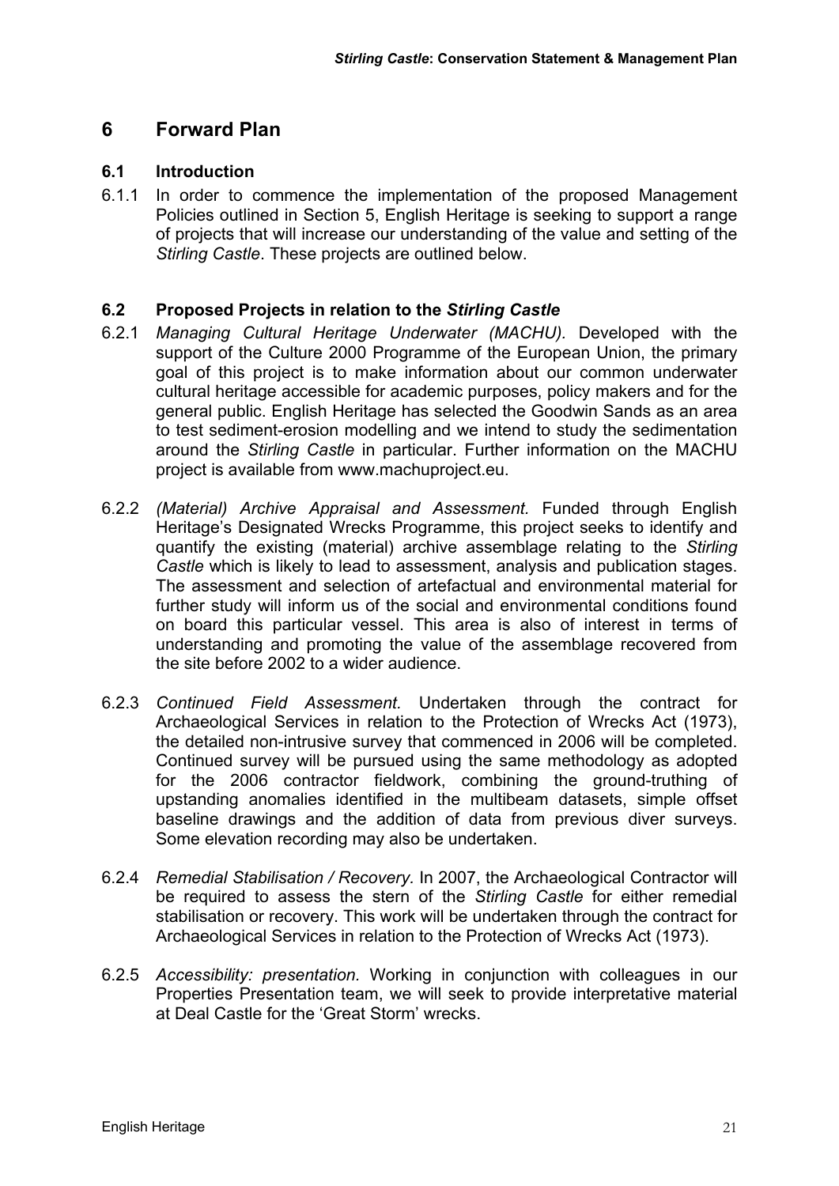# 6 Forward Plan

## 6.1 Introduction

6.1.1 In order to commence the implementation of the proposed Management Policies outlined in Section 5, English Heritage is seeking to support a range of projects that will increase our understanding of the value and setting of the *Stirling Castle*. These projects are outlined below.

## 6.2 Proposed Projects in relation to the *Stirling Castle*

6.2.1 *Managing Cultural Heritage Underwater (MACHU).* Developed with the support of the Culture 2000 Programme of the European Union, the primary goal of this project is to make information about our common underwater cultural heritage accessible for academic purposes, policy makers and for the general public. English Heritage has selected the Goodwin Sands as an area to test sediment-erosion modelling and we intend to study the sedimentation around the *Stirling Castle* in particular. Further information on the MACHU project is available from www.machuproject.eu.

6.2.2 *(Material) Archive Appraisal and Assessment.* Funded through English Heritage's Designated Wrecks Programme, this project seeks to identify and quantify the existing (material) archive assemblage relating to the *Stirling Castle* which is likely to lead to assessment, analysis and publication stages. The assessment and selection of artefactual and environmental material for further study will inform us of the social and environmental conditions found on board this particular vessel. This area is also of interest in terms of understanding and promoting the value of the assemblage recovered from the site before 2002 to a wider audience.

6.2.3 *Continued Field Assessment.* Undertaken through the contract for Archaeological Services in relation to the Protection of Wrecks Act (1973), the detailed non-intrusive survey that commenced in 2006 will be completed. Continued survey will be pursued using the same methodology as adopted for the 2006 contractor fieldwork, combining the ground-truthing of upstanding anomalies identified in the multibeam datasets, simple offset baseline drawings and the addition of data from previous diver surveys. Some elevation recording may also be undertaken.

6.2.4 *Remedial Stabilisation / Recovery.* In 2007, the Archaeological Contractor will be required to assess the stern of the *Stirling Castle* for either remedial stabilisation or recovery. This work will be undertaken through the contract for Archaeological Services in relation to the Protection of Wrecks Act (1973).

6.2.5 *Accessibility: presentation.* Working in conjunction with colleagues in our Properties Presentation team, we will seek to provide interpretative material at Deal Castle for the 'Great Storm' wrecks.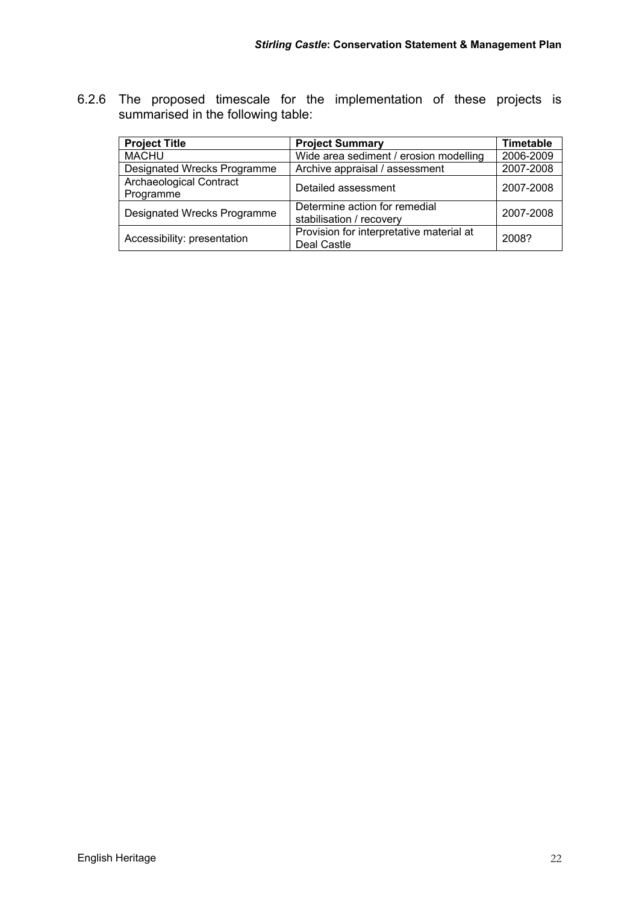6.2.6 The proposed timescale for the implementation of these projects is summarised in the following table:

| Project Title | Project Summary | Timetable |
|---|---|---|
| MACHU | Wide area sediment / erosion modelling | 2006-2009 |
| Designated Wrecks Programme | Archive appraisal / assessment | 2007-2008 |
| Archaeological Contract Programme | Detailed assessment | 2007-2008 |
| Designated Wrecks Programme | Determine action for remedial stabilisation / recovery | 2007-2008 |
| Accessibility: presentation | Provision for interpretative material at Deal Castle | 2008? |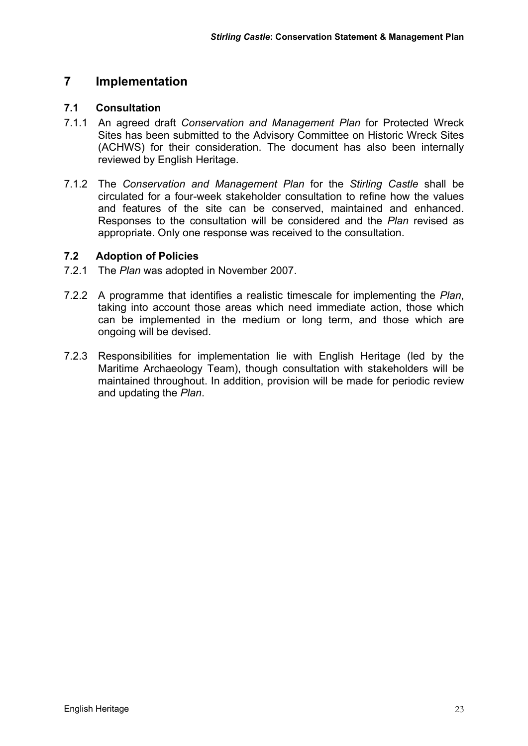# 7 Implementation

## 7.1 Consultation

7.1.1 An agreed draft *Conservation and Management Plan* for Protected Wreck Sites has been submitted to the Advisory Committee on Historic Wreck Sites (ACHWS) for their consideration. The document has also been internally reviewed by English Heritage.

7.1.2 The *Conservation and Management Plan* for the *Stirling Castle* shall be circulated for a four-week stakeholder consultation to refine how the values and features of the site can be conserved, maintained and enhanced. Responses to the consultation will be considered and the *Plan* revised as appropriate. Only one response was received to the consultation.

## 7.2 Adoption of Policies

7.2.1 The *Plan* was adopted in November 2007.

7.2.2 A programme that identifies a realistic timescale for implementing the *Plan*, taking into account those areas which need immediate action, those which can be implemented in the medium or long term, and those which are ongoing will be devised.

7.2.3 Responsibilities for implementation lie with English Heritage (led by the Maritime Archaeology Team), though consultation with stakeholders will be maintained throughout. In addition, provision will be made for periodic review and updating the *Plan*.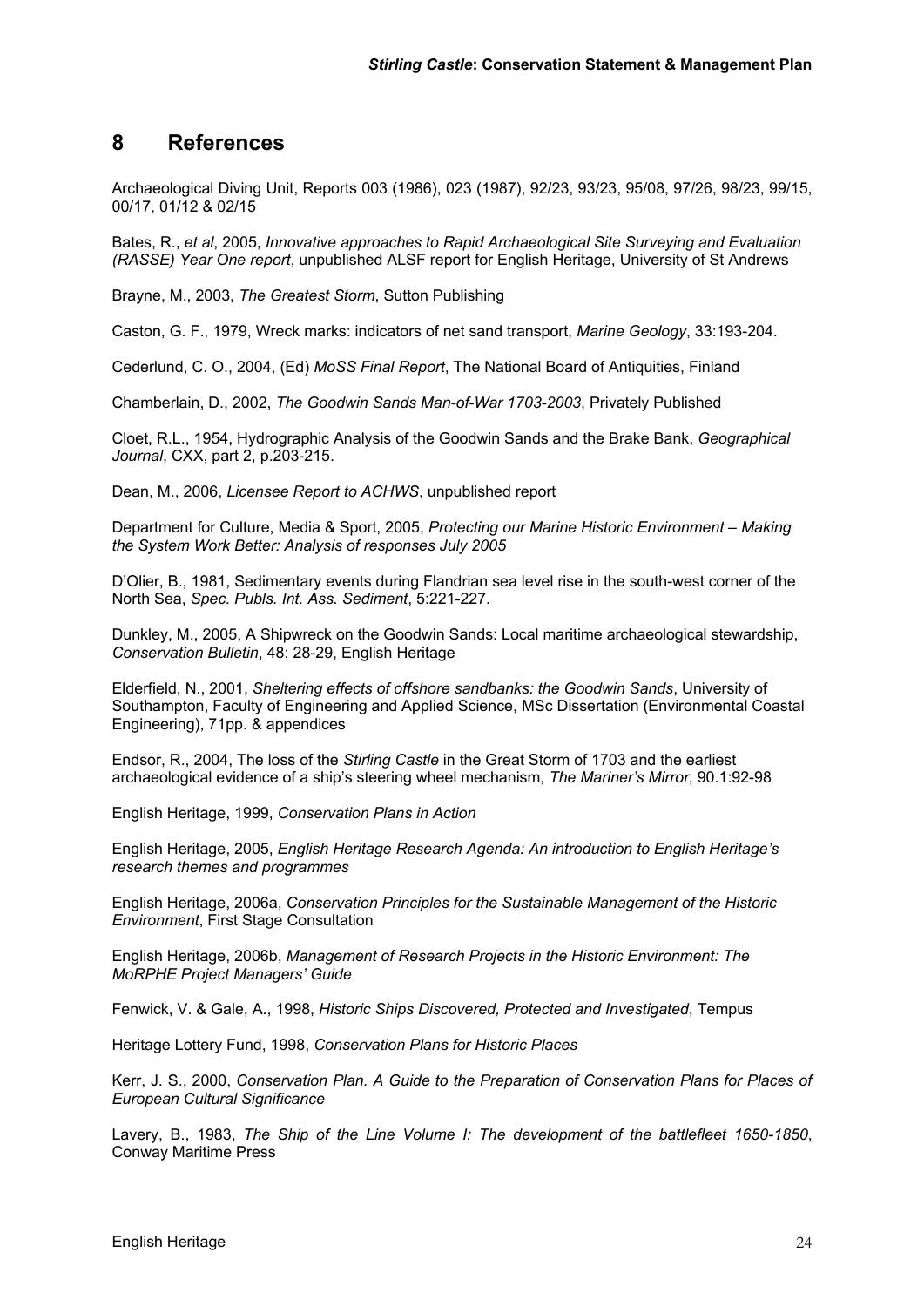# 8 References

Archaeological Diving Unit, Reports 003 (1986), 023 (1987), 92/23, 93/23, 95/08, 97/26, 98/23, 99/15, 00/17, 01/12 & 02/15

Bates, R., *et al*, 2005, *Innovative approaches to Rapid Archaeological Site Surveying and Evaluation (RASSE) Year One report*, unpublished ALSF report for English Heritage, University of St Andrews

Brayne, M., 2003, *The Greatest Storm*, Sutton Publishing

Caston, G. F., 1979, Wreck marks: indicators of net sand transport, *Marine Geology*, 33:193-204.

Cederlund, C. O., 2004, (Ed) *MoSS Final Report*, The National Board of Antiquities, Finland

Chamberlain, D., 2002, *The Goodwin Sands Man-of-War 1703-2003*, Privately Published

Cloet, R.L., 1954, Hydrographic Analysis of the Goodwin Sands and the Brake Bank, *Geographical Journal*, CXX, part 2, p.203-215.

Dean, M., 2006, *Licensee Report to ACHWS*, unpublished report

Department for Culture, Media & Sport, 2005, *Protecting our Marine Historic Environment – Making the System Work Better: Analysis of responses July 2005*

D'Olier, B., 1981, Sedimentary events during Flandrian sea level rise in the south-west corner of the North Sea, *Spec. Publs. Int. Ass. Sediment*, 5:221-227.

Dunkley, M., 2005, A Shipwreck on the Goodwin Sands: Local maritime archaeological stewardship, *Conservation Bulletin*, 48: 28-29, English Heritage

Elderfield, N., 2001, *Sheltering effects of offshore sandbanks: the Goodwin Sands*, University of Southampton, Faculty of Engineering and Applied Science, MSc Dissertation (Environmental Coastal Engineering), 71pp. & appendices

Endsor, R., 2004, The loss of the *Stirling Castle* in the Great Storm of 1703 and the earliest archaeological evidence of a ship's steering wheel mechanism, *The Mariner's Mirror*, 90.1:92-98

English Heritage, 1999, *Conservation Plans in Action*

English Heritage, 2005, *English Heritage Research Agenda: An introduction to English Heritage's research themes and programmes*

English Heritage, 2006a, *Conservation Principles for the Sustainable Management of the Historic Environment*, First Stage Consultation

English Heritage, 2006b, *Management of Research Projects in the Historic Environment: The MoRPHE Project Managers' Guide*

Fenwick, V. & Gale, A., 1998, *Historic Ships Discovered, Protected and Investigated*, Tempus

Heritage Lottery Fund, 1998, *Conservation Plans for Historic Places*

Kerr, J. S., 2000, *Conservation Plan. A Guide to the Preparation of Conservation Plans for Places of European Cultural Significance*

Lavery, B., 1983, *The Ship of the Line Volume I: The development of the battlefleet 1650-1850*, Conway Maritime Press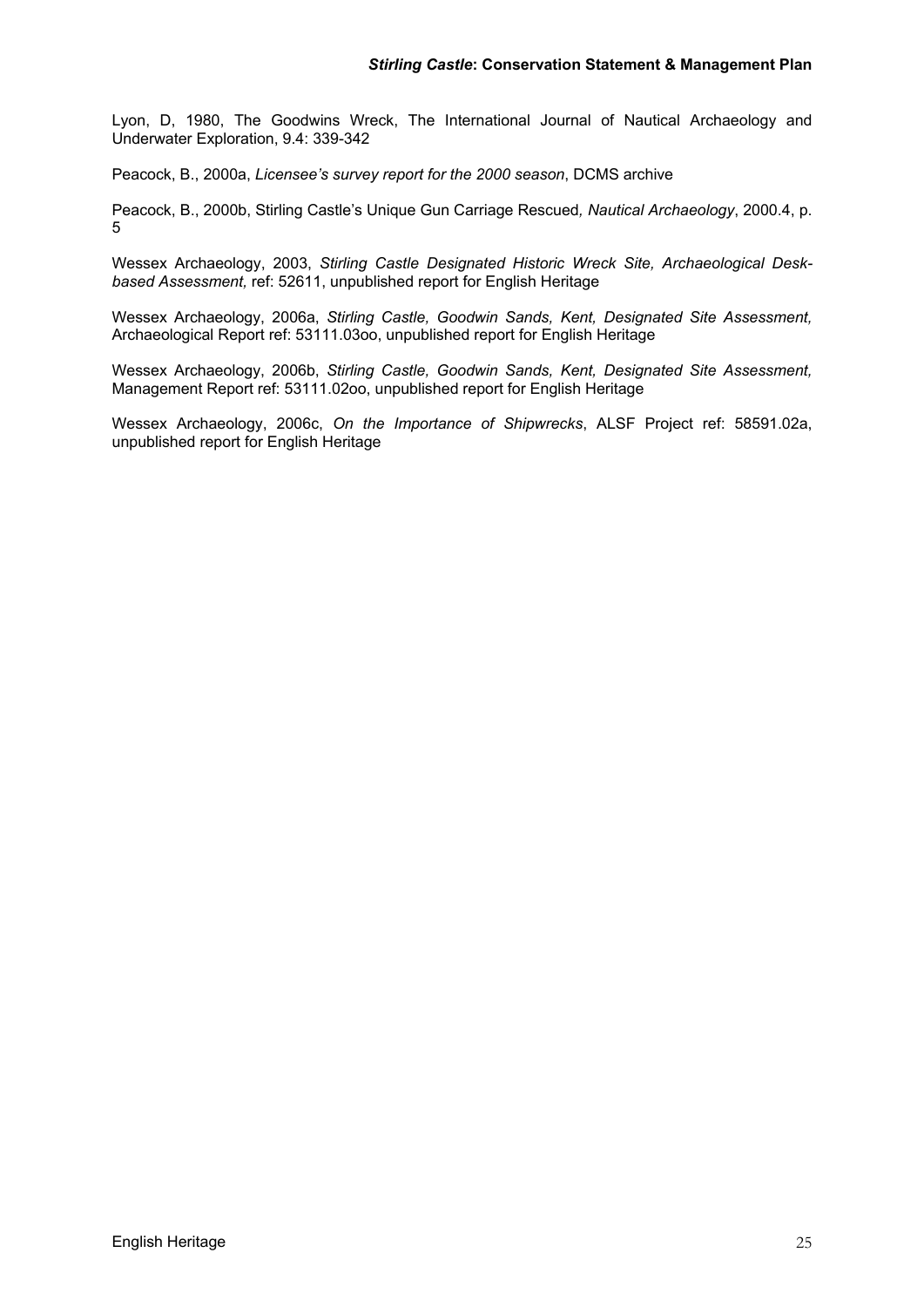Lyon, D, 1980, The Goodwins Wreck, The International Journal of Nautical Archaeology and Underwater Exploration, 9.4: 339-342

Peacock, B., 2000a, *Licensee's survey report for the 2000 season*, DCMS archive

Peacock, B., 2000b, Stirling Castle's Unique Gun Carriage Rescued*, Nautical Archaeology*, 2000.4, p. 5

Wessex Archaeology, 2003, *Stirling Castle Designated Historic Wreck Site, Archaeological Desk-based Assessment,* ref: 52611, unpublished report for English Heritage

Wessex Archaeology, 2006a, *Stirling Castle, Goodwin Sands, Kent, Designated Site Assessment,* Archaeological Report ref: 53111.03oo, unpublished report for English Heritage

Wessex Archaeology, 2006b, *Stirling Castle, Goodwin Sands, Kent, Designated Site Assessment,* Management Report ref: 53111.02oo, unpublished report for English Heritage

Wessex Archaeology, 2006c, *On the Importance of Shipwrecks*, ALSF Project ref: 58591.02a, unpublished report for English Heritage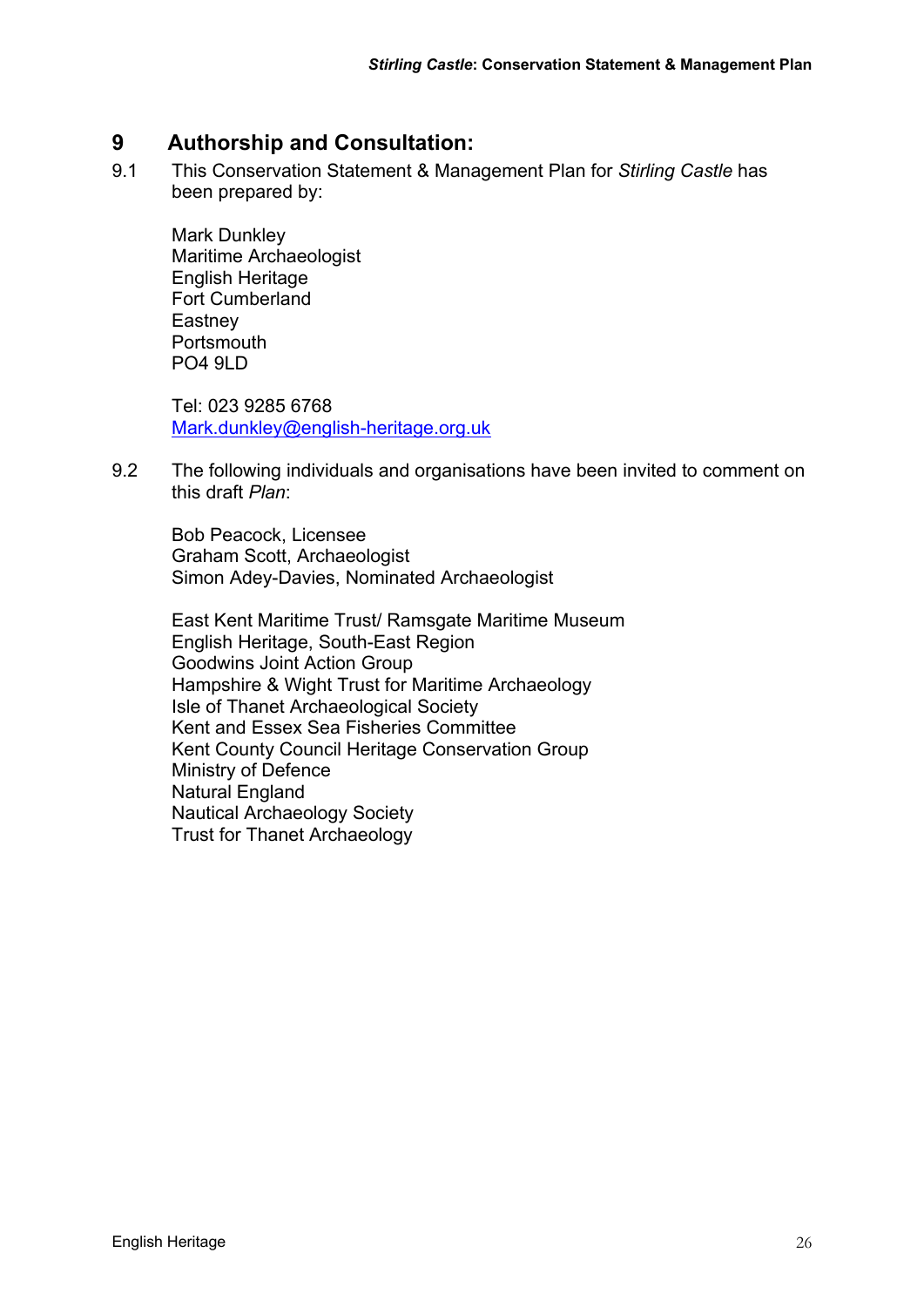# 9 Authorship and Consultation:

9.1 This Conservation Statement & Management Plan for *Stirling Castle* has been prepared by:

Mark Dunkley  
Maritime Archaeologist  
English Heritage  
Fort Cumberland  
Eastney  
Portsmouth  
PO4 9LD

Tel: 023 9285 6768  
Mark.dunkley@english-heritage.org.uk

9.2 The following individuals and organisations have been invited to comment on this draft *Plan*:

Bob Peacock, Licensee  
Graham Scott, Archaeologist  
Simon Adey-Davies, Nominated Archaeologist

East Kent Maritime Trust/ Ramsgate Maritime Museum  
English Heritage, South-East Region  
Goodwins Joint Action Group  
Hampshire & Wight Trust for Maritime Archaeology  
Isle of Thanet Archaeological Society  
Kent and Essex Sea Fisheries Committee  
Kent County Council Heritage Conservation Group  
Ministry of Defence  
Natural England  
Nautical Archaeology Society  
Trust for Thanet Archaeology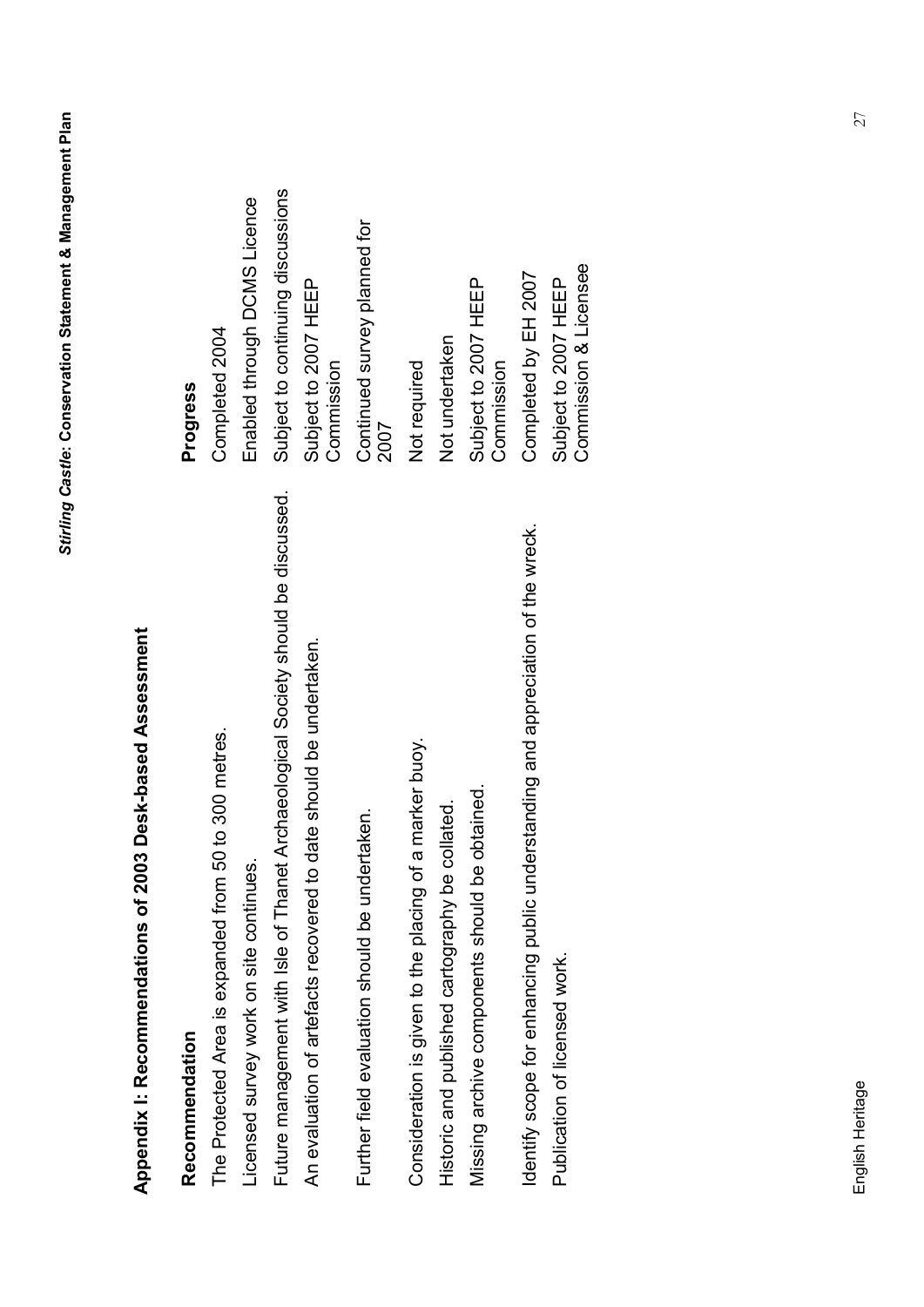## Appendix I: Recommendations of 2003 Desk-based Assessment

| Recommendation | Progress |
|---|---|
| The Protected Area is expanded from 50 to 300 metres. | Completed 2004 |
| Licensed survey work on site continues. | Enabled through DCMS Licence |
| Future management with Isle of Thanet Archaeological Society should be discussed. | Subject to continuing discussions |
| An evaluation of artefacts recovered to date should be undertaken. | Subject to 2007 HEEP Commission |
| Further field evaluation should be undertaken. | Continued survey planned for 2007 |
| Consideration is given to the placing of a marker buoy. | Not required |
| Historic and published cartography be collated. | Not undertaken |
| Missing archive components should be obtained. | Subject to 2007 HEEP Commission |
| Identify scope for enhancing public understanding and appreciation of the wreck. | Completed by EH 2007 |
| Publication of licensed work. | Subject to 2007 HEEP Commission & Licensee |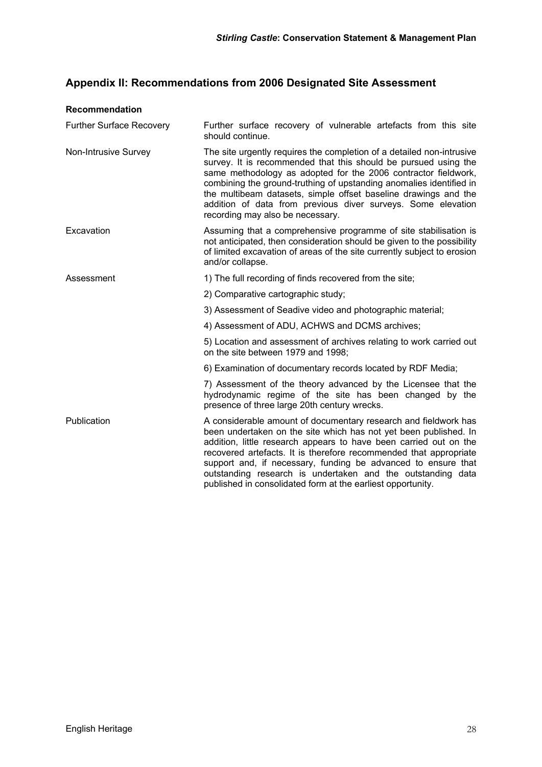## Appendix II: Recommendations from 2006 Designated Site Assessment

| Recommendation | |
|---|---|
| Further Surface Recovery | Further surface recovery of vulnerable artefacts from this site should continue. |
| Non-Intrusive Survey | The site urgently requires the completion of a detailed non-intrusive survey. It is recommended that this should be pursued using the same methodology as adopted for the 2006 contractor fieldwork, combining the ground-truthing of upstanding anomalies identified in the multibeam datasets, simple offset baseline drawings and the addition of data from previous diver surveys. Some elevation recording may also be necessary. |
| Excavation | Assuming that a comprehensive programme of site stabilisation is not anticipated, then consideration should be given to the possibility of limited excavation of areas of the site currently subject to erosion and/or collapse. |
| Assessment | 1) The full recording of finds recovered from the site; |
| | 2) Comparative cartographic study; |
| | 3) Assessment of Seadive video and photographic material; |
| | 4) Assessment of ADU, ACHWS and DCMS archives; |
| | 5) Location and assessment of archives relating to work carried out on the site between 1979 and 1998; |
| | 6) Examination of documentary records located by RDF Media; |
| | 7) Assessment of the theory advanced by the Licensee that the hydrodynamic regime of the site has been changed by the presence of three large 20th century wrecks. |
| Publication | A considerable amount of documentary research and fieldwork has been undertaken on the site which has not yet been published. In addition, little research appears to have been carried out on the recovered artefacts. It is therefore recommended that appropriate support and, if necessary, funding be advanced to ensure that outstanding research is undertaken and the outstanding data published in consolidated form at the earliest opportunity. |